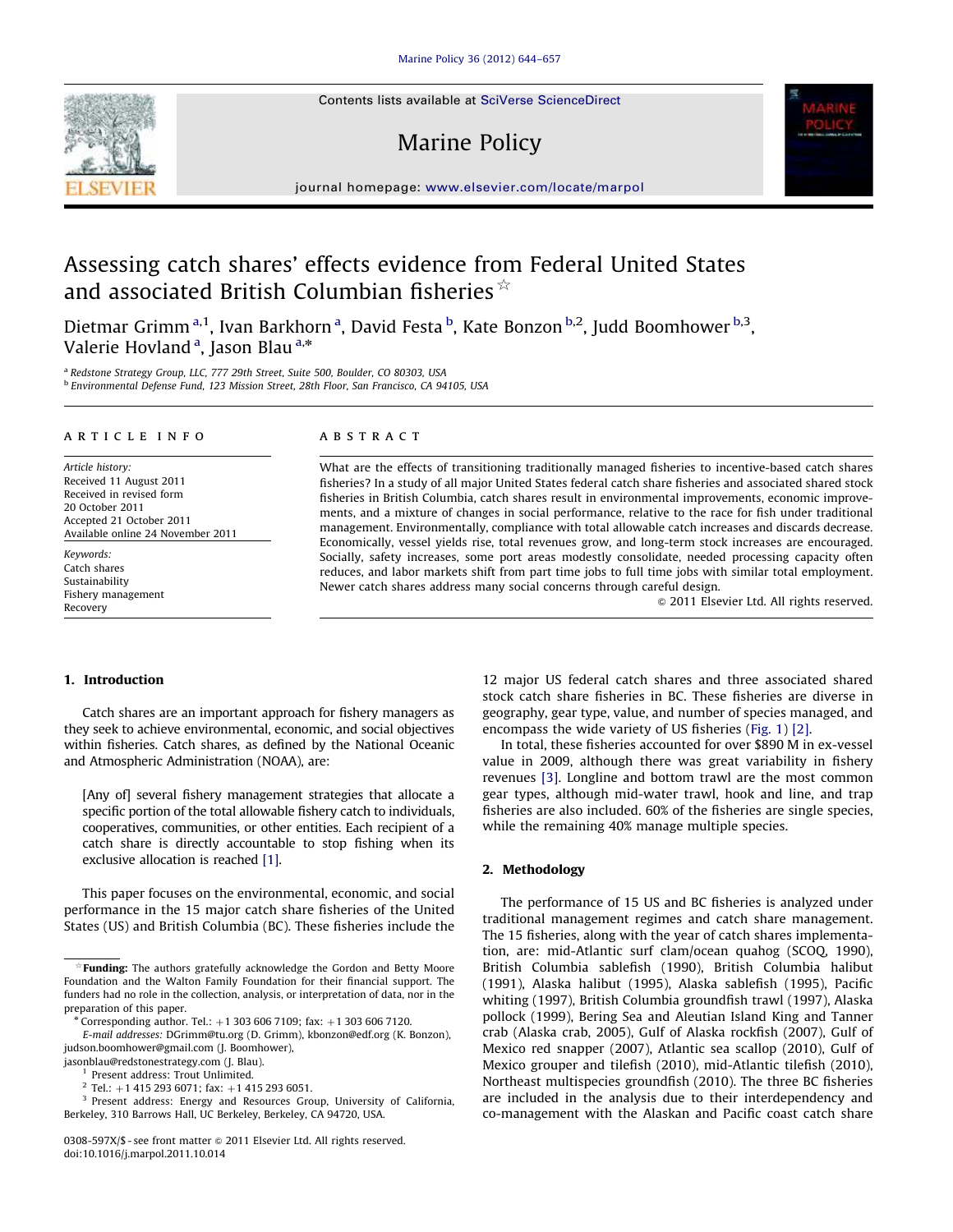# Assessing catch shares' effects evidence from Federal United States and associated British Columbian fisheries ☆

Dietmar Grimm [a,1], Ivan Barkhorn [a], David Festa [b], Kate Bonzon [b,2], Judd Boomhower [b,3], Valerie Hovland [a], Jason Blau [a,*]

[a] Redstone Strategy Group, LLC, 777 29th Street, Suite 500, Boulder, CO 80303, USA

[b] Environmental Defense Fund, 123 Mission Street, 28th Floor, San Francisco, CA 94105, USA

## ARTICLE INFO

*Article history:*
Received 11 August 2011
Received in revised form
20 October 2011
Accepted 21 October 2011
Available online 24 November 2011

*Keywords:*
Catch shares
Sustainability
Fishery management
Recovery

## ABSTRACT

What are the effects of transitioning traditionally managed fisheries to incentive-based catch shares fisheries? In a study of all major United States federal catch share fisheries and associated shared stock fisheries in British Columbia, catch shares result in environmental improvements, economic improvements, and a mixture of changes in social performance, relative to the race for fish under traditional management. Environmentally, compliance with total allowable catch increases and discards decrease. Economically, vessel yields rise, total revenues grow, and long-term stock increases are encouraged. Socially, safety increases, some port areas modestly consolidate, needed processing capacity often reduces, and labor markets shift from part time jobs to full time jobs with similar total employment. Newer catch shares address many social concerns through careful design.

© 2011 Elsevier Ltd. All rights reserved.

## 1. Introduction

Catch shares are an important approach for fishery managers as they seek to achieve environmental, economic, and social objectives within fisheries. Catch shares, as defined by the National Oceanic and Atmospheric Administration (NOAA), are:

> [Any of] several fishery management strategies that allocate a specific portion of the total allowable fishery catch to individuals, cooperatives, communities, or other entities. Each recipient of a catch share is directly accountable to stop fishing when its exclusive allocation is reached [1].

This paper focuses on the environmental, economic, and social performance in the 15 major catch share fisheries of the United States (US) and British Columbia (BC). These fisheries include the 12 major US federal catch shares and three associated shared stock catch share fisheries in BC. These fisheries are diverse in geography, gear type, value, and number of species managed, and encompass the wide variety of US fisheries (Fig. 1) [2].

In total, these fisheries accounted for over $890 M in ex-vessel value in 2009, although there was great variability in fishery revenues [3]. Longline and bottom trawl are the most common gear types, although mid-water trawl, hook and line, and trap fisheries are also included. 60% of the fisheries are single species, while the remaining 40% manage multiple species.

## 2. Methodology

The performance of 15 US and BC fisheries is analyzed under traditional management regimes and catch share management. The 15 fisheries, along with the year of catch shares implementation, are: mid-Atlantic surf clam/ocean quahog (SCOQ, 1990), British Columbia sablefish (1990), British Columbia halibut (1991), Alaska halibut (1995), Alaska sablefish (1995), Pacific whiting (1997), British Columbia groundfish trawl (1997), Alaska pollock (1999), Bering Sea and Aleutian Island King and Tanner crab (Alaska crab, 2005), Gulf of Alaska rockfish (2007), Gulf of Mexico red snapper (2007), Atlantic sea scallop (2010), Gulf of Mexico grouper and tilefish (2010), mid-Atlantic tilefish (2010), Northeast multispecies groundfish (2010). The three BC fisheries are included in the analysis due to their interdependency and co-management with the Alaskan and Pacific coast catch share

---

☆ **Funding:** The authors gratefully acknowledge the Gordon and Betty Moore Foundation and the Walton Family Foundation for their financial support. The funders had no role in the collection, analysis, or interpretation of data, nor in the preparation of this paper.

\* Corresponding author. Tel.: +1 303 606 7109; fax: +1 303 606 7120.
*E-mail addresses:* DGrimm@tu.org (D. Grimm), kbonzon@edf.org (K. Bonzon), judson.boomhower@gmail.com (J. Boomhower), jasonblau@redstonestrategy.com (J. Blau).

[1] Present address: Trout Unlimited.

[2] Tel.: +1 415 293 6071; fax: +1 415 293 6051.

[3] Present address: Energy and Resources Group, University of California, Berkeley, 310 Barrows Hall, UC Berkeley, Berkeley, CA 94720, USA.

0308-597X/$ - see front matter © 2011 Elsevier Ltd. All rights reserved.
doi:10.1016/j.marpol.2011.10.014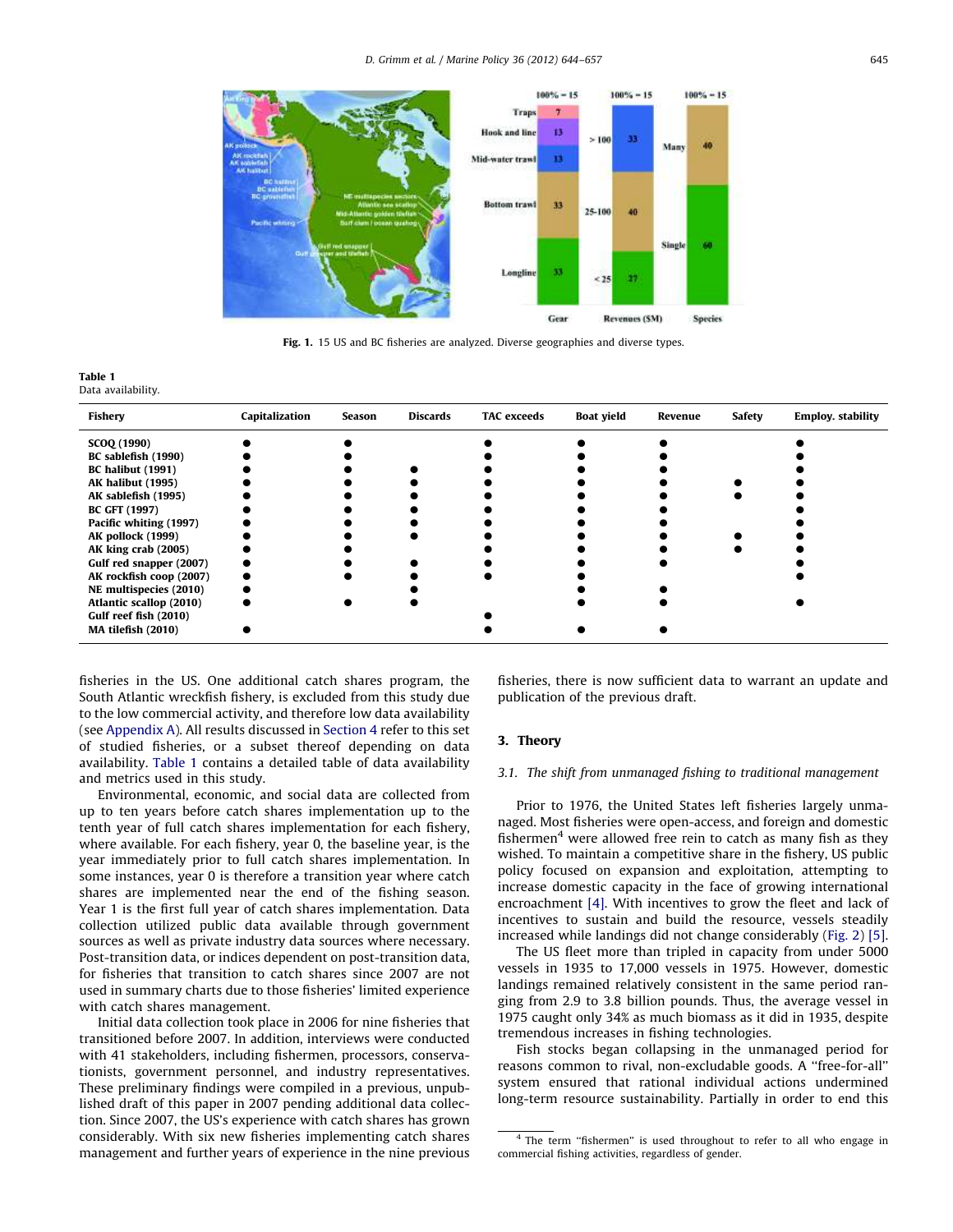Fig. 1. 15 US and BC fisheries are analyzed. Diverse geographies and diverse types.

**Table 1**
Data availability.

| Fishery | Capitalization | Season | Discards | TAC exceeds | Boat yield | Revenue | Safety | Employ. stability |
|---|---|---|---|---|---|---|---|---|
| **SCOQ (1990)** | ● | ● | | ● | ● | ● | | ● |
| **BC sablefish (1990)** | ● | ● | | ● | ● | ● | | ● |
| **BC halibut (1991)** | ● | ● | ● | ● | ● | ● | | ● |
| **AK halibut (1995)** | ● | ● | ● | ● | ● | ● | ● | ● |
| **AK sablefish (1995)** | ● | ● | ● | ● | ● | ● | ● | ● |
| **BC GFT (1997)** | ● | ● | ● | ● | ● | ● | | ● |
| **Pacific whiting (1997)** | ● | ● | ● | ● | ● | ● | | ● |
| **AK pollock (1999)** | ● | ● | ● | ● | ● | ● | ● | ● |
| **AK king crab (2005)** | ● | ● | | ● | ● | ● | ● | ● |
| **Gulf red snapper (2007)** | ● | ● | ● | ● | ● | ● | | ● |
| **AK rockfish coop (2007)** | ● | ● | ● | ● | ● | | | ● |
| **NE multispecies (2010)** | ● | | ● | | ● | ● | | |
| **Atlantic scallop (2010)** | ● | ● | ● | | ● | ● | | ● |
| **Gulf reef fish (2010)** | | | | ● | | | | |
| **MA tilefish (2010)** | ● | | | ● | ● | ● | | |

fisheries in the US. One additional catch shares program, the South Atlantic wreckfish fishery, is excluded from this study due to the low commercial activity, and therefore low data availability (see Appendix A). All results discussed in Section 4 refer to this set of studied fisheries, or a subset thereof depending on data availability. Table 1 contains a detailed table of data availability and metrics used in this study.

Environmental, economic, and social data are collected from up to ten years before catch shares implementation up to the tenth year of full catch shares implementation for each fishery, where available. For each fishery, year 0, the baseline year, is the year immediately prior to full catch shares implementation. In some instances, year 0 is therefore a transition year where catch shares are implemented near the end of the fishing season. Year 1 is the first full year of catch shares implementation. Data collection utilized public data available through government sources as well as private industry data sources where necessary. Post-transition data, or indices dependent on post-transition data, for fisheries that transition to catch shares since 2007 are not used in summary charts due to those fisheries' limited experience with catch shares management.

Initial data collection took place in 2006 for nine fisheries that transitioned before 2007. In addition, interviews were conducted with 41 stakeholders, including fishermen, processors, conservationists, government personnel, and industry representatives. These preliminary findings were compiled in a previous, unpublished draft of this paper in 2007 pending additional data collection. Since 2007, the US's experience with catch shares has grown considerably. With six new fisheries implementing catch shares management and further years of experience in the nine previous fisheries, there is now sufficient data to warrant an update and publication of the previous draft.

## 3. Theory

### *3.1. The shift from unmanaged fishing to traditional management*

Prior to 1976, the United States left fisheries largely unmanaged. Most fisheries were open-access, and foreign and domestic fishermen[4] were allowed free rein to catch as many fish as they wished. To maintain a competitive share in the fishery, US public policy focused on expansion and exploitation, attempting to increase domestic capacity in the face of growing international encroachment [4]. With incentives to grow the fleet and lack of incentives to sustain and build the resource, vessels steadily increased while landings did not change considerably (Fig. 2) [5].

The US fleet more than tripled in capacity from under 5000 vessels in 1935 to 17,000 vessels in 1975. However, domestic landings remained relatively consistent in the same period ranging from 2.9 to 3.8 billion pounds. Thus, the average vessel in 1975 caught only 34% as much biomass as it did in 1935, despite tremendous increases in fishing technologies.

Fish stocks began collapsing in the unmanaged period for reasons common to rival, non-excludable goods. A "free-for-all" system ensured that rational individual actions undermined long-term resource sustainability. Partially in order to end this

[4] The term "fishermen" is used throughout to refer to all who engage in commercial fishing activities, regardless of gender.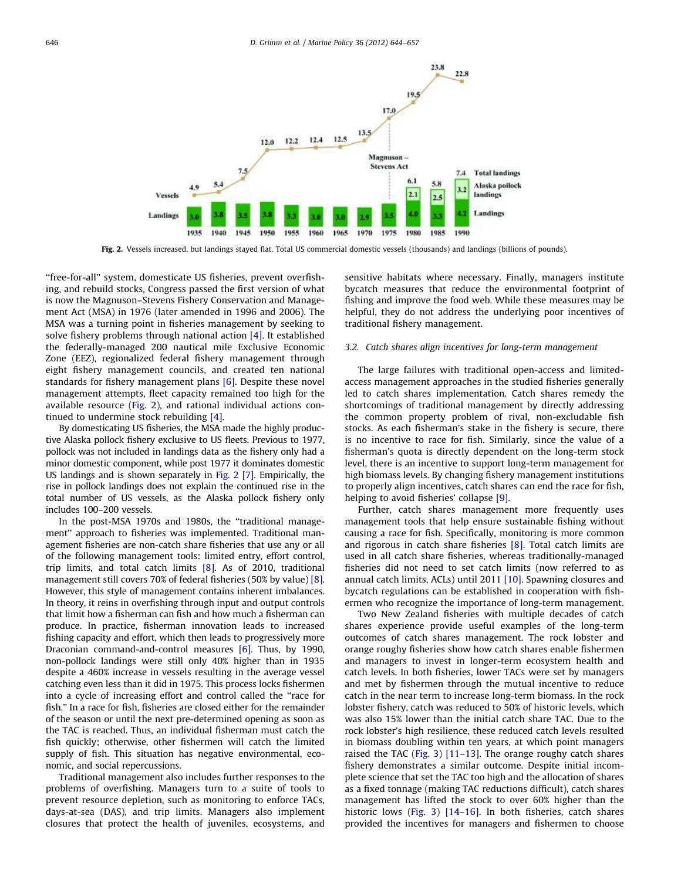23.8
22.8
19.5
17.0
13.5
12.0 12.2 12.4 12.5
Magnuson – Stevens Act
7.5
7.4 Total landings
6.1
5.8
4.9 5.4
Vessels
3.2 Alaska pollock landings
2.1
2.5
Landings 3.0 3.8 3.5 3.8 3.3 3.0 3.0 2.9 3.5 4.0 3.3 4.2 Landings
1935 1940 1945 1950 1955 1960 1965 1970 1975 1980 1985 1990

**Fig. 2.** Vessels increased, but landings stayed flat. Total US commercial domestic vessels (thousands) and landings (billions of pounds).

"free-for-all" system, domesticate US fisheries, prevent overfishing, and rebuild stocks, Congress passed the first version of what is now the Magnuson–Stevens Fishery Conservation and Management Act (MSA) in 1976 (later amended in 1996 and 2006). The MSA was a turning point in fisheries management by seeking to solve fishery problems through national action [4]. It established the federally-managed 200 nautical mile Exclusive Economic Zone (EEZ), regionalized federal fishery management through eight fishery management councils, and created ten national standards for fishery management plans [6]. Despite these novel management attempts, fleet capacity remained too high for the available resource (Fig. 2), and rational individual actions continued to undermine stock rebuilding [4].

By domesticating US fisheries, the MSA made the highly productive Alaska pollock fishery exclusive to US fleets. Previous to 1977, pollock was not included in landings data as the fishery only had a minor domestic component, while post 1977 it dominates domestic US landings and is shown separately in Fig. 2 [7]. Empirically, the rise in pollock landings does not explain the continued rise in the total number of US vessels, as the Alaska pollock fishery only includes 100–200 vessels.

In the post-MSA 1970s and 1980s, the "traditional management" approach to fisheries was implemented. Traditional management fisheries are non-catch share fisheries that use any or all of the following management tools: limited entry, effort control, trip limits, and total catch limits [8]. As of 2010, traditional management still covers 70% of federal fisheries (50% by value) [8]. However, this style of management contains inherent imbalances. In theory, it reins in overfishing through input and output controls that limit how a fisherman can fish and how much a fisherman can produce. In practice, fisherman innovation leads to increased fishing capacity and effort, which then leads to progressively more Draconian command-and-control measures [6]. Thus, by 1990, non-pollock landings were still only 40% higher than in 1935 despite a 460% increase in vessels resulting in the average vessel catching even less than it did in 1975. This process locks fishermen into a cycle of increasing effort and control called the "race for fish." In a race for fish, fisheries are closed either for the remainder of the season or until the next pre-determined opening as soon as the TAC is reached. Thus, an individual fisherman must catch the fish quickly; otherwise, other fishermen will catch the limited supply of fish. This situation has negative environmental, economic, and social repercussions.

Traditional management also includes further responses to the problems of overfishing. Managers turn to a suite of tools to prevent resource depletion, such as monitoring to enforce TACs, days-at-sea (DAS), and trip limits. Managers also implement closures that protect the health of juveniles, ecosystems, and sensitive habitats where necessary. Finally, managers institute bycatch measures that reduce the environmental footprint of fishing and improve the food web. While these measures may be helpful, they do not address the underlying poor incentives of traditional fishery management.

### 3.2. Catch shares align incentives for long-term management

The large failures with traditional open-access and limited-access management approaches in the studied fisheries generally led to catch shares implementation. Catch shares remedy the shortcomings of traditional management by directly addressing the common property problem of rival, non-excludable fish stocks. As each fisherman's stake in the fishery is secure, there is no incentive to race for fish. Similarly, since the value of a fisherman's quota is directly dependent on the long-term stock level, there is an incentive to support long-term management for high biomass levels. By changing fishery management institutions to properly align incentives, catch shares can end the race for fish, helping to avoid fisheries' collapse [9].

Further, catch shares management more frequently uses management tools that help ensure sustainable fishing without causing a race for fish. Specifically, monitoring is more common and rigorous in catch share fisheries [8]. Total catch limits are used in all catch share fisheries, whereas traditionally-managed fisheries did not need to set catch limits (now referred to as annual catch limits, ACLs) until 2011 [10]. Spawning closures and bycatch regulations can be established in cooperation with fishermen who recognize the importance of long-term management.

Two New Zealand fisheries with multiple decades of catch shares experience provide useful examples of the long-term outcomes of catch shares management. The rock lobster and orange roughy fisheries show how catch shares enable fishermen and managers to invest in longer-term ecosystem health and catch levels. In both fisheries, lower TACs were set by managers and met by fishermen through the mutual incentive to reduce catch in the near term to increase long-term biomass. In the rock lobster fishery, catch was reduced to 50% of historic levels, which was also 15% lower than the initial catch share TAC. Due to the rock lobster's high resilience, these reduced catch levels resulted in biomass doubling within ten years, at which point managers raised the TAC (Fig. 3) [11–13]. The orange roughy catch shares fishery demonstrates a similar outcome. Despite initial incomplete science that set the TAC too high and the allocation of shares as a fixed tonnage (making TAC reductions difficult), catch shares management has lifted the stock to over 60% higher than the historic lows (Fig. 3) [14–16]. In both fisheries, catch shares provided the incentives for managers and fishermen to choose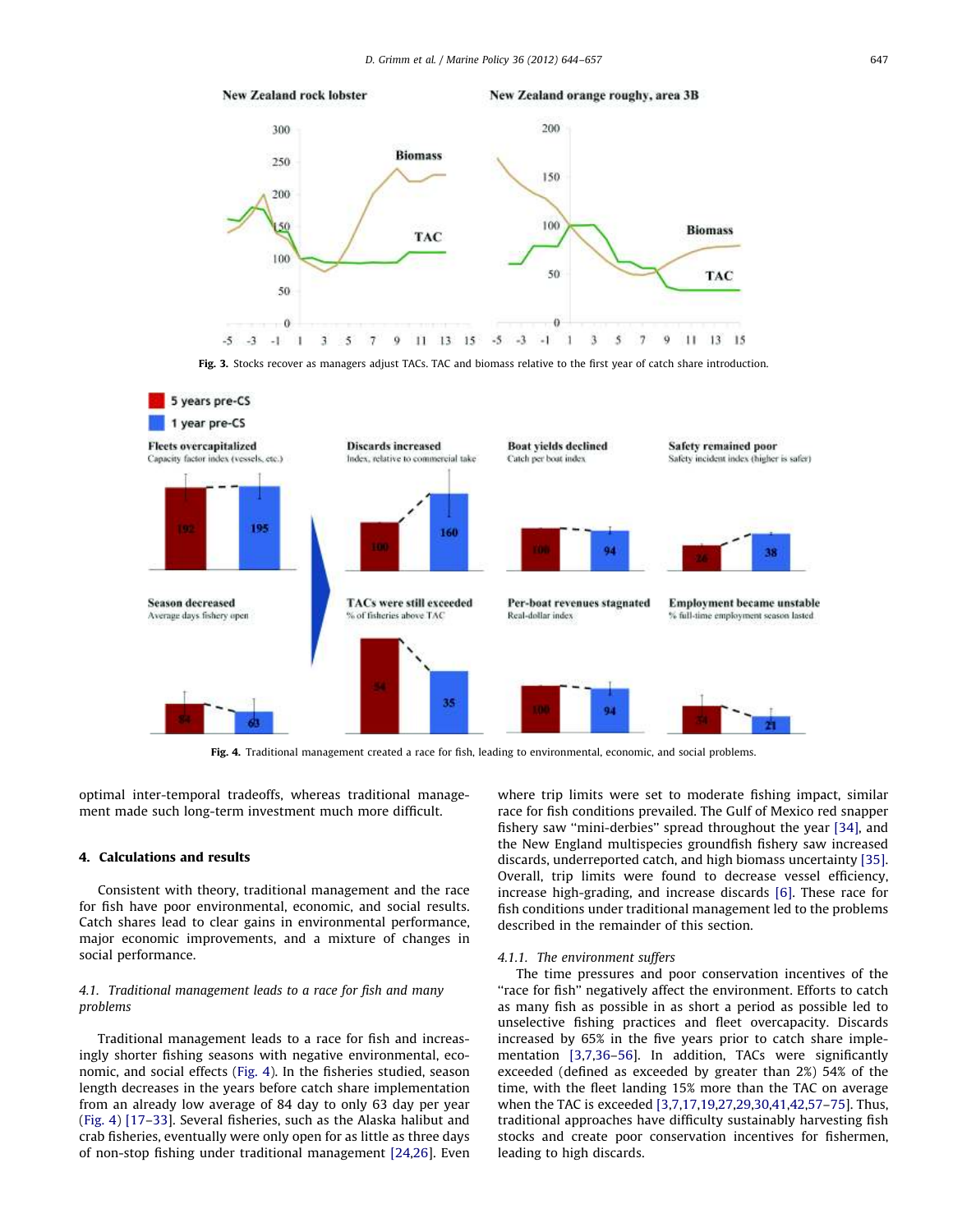Fig. 3. Stocks recover as managers adjust TACs. TAC and biomass relative to the first year of catch share introduction.

Fig. 4. Traditional management created a race for fish, leading to environmental, economic, and social problems.

optimal inter-temporal tradeoffs, whereas traditional management made such long-term investment much more difficult.

## 4. Calculations and results

Consistent with theory, traditional management and the race for fish have poor environmental, economic, and social results. Catch shares lead to clear gains in environmental performance, major economic improvements, and a mixture of changes in social performance.

### *4.1. Traditional management leads to a race for fish and many problems*

Traditional management leads to a race for fish and increasingly shorter fishing seasons with negative environmental, economic, and social effects (Fig. 4). In the fisheries studied, season length decreases in the years before catch share implementation from an already low average of 84 day to only 63 day per year (Fig. 4) [17–33]. Several fisheries, such as the Alaska halibut and crab fisheries, eventually were only open for as little as three days of non-stop fishing under traditional management [24,26]. Even where trip limits were set to moderate fishing impact, similar race for fish conditions prevailed. The Gulf of Mexico red snapper fishery saw "mini-derbies" spread throughout the year [34], and the New England multispecies groundfish fishery saw increased discards, underreported catch, and high biomass uncertainty [35]. Overall, trip limits were found to decrease vessel efficiency, increase high-grading, and increase discards [6]. These race for fish conditions under traditional management led to the problems described in the remainder of this section.

#### *4.1.1. The environment suffers*

The time pressures and poor conservation incentives of the "race for fish" negatively affect the environment. Efforts to catch as many fish as possible in as short a period as possible led to unselective fishing practices and fleet overcapacity. Discards increased by 65% in the five years prior to catch share implementation [3,7,36–56]. In addition, TACs were significantly exceeded (defined as exceeded by greater than 2%) 54% of the time, with the fleet landing 15% more than the TAC on average when the TAC is exceeded [3,7,17,19,27,29,30,41,42,57–75]. Thus, traditional approaches have difficulty sustainably harvesting fish stocks and create poor conservation incentives for fishermen, leading to high discards.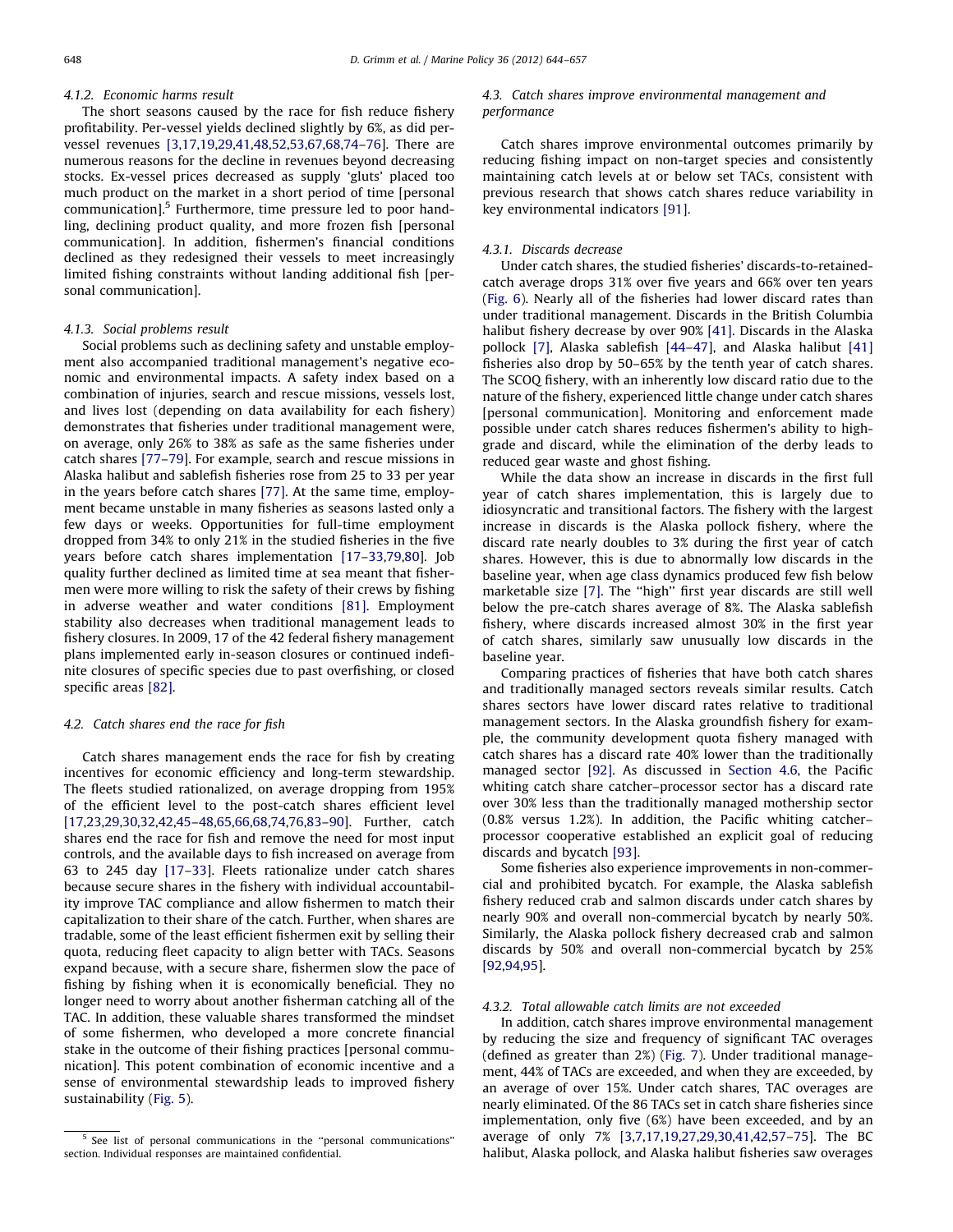#### 4.1.2. Economic harms result

The short seasons caused by the race for fish reduce fishery profitability. Per-vessel yields declined slightly by 6%, as did per-vessel revenues [3,17,19,29,41,48,52,53,67,68,74–76]. There are numerous reasons for the decline in revenues beyond decreasing stocks. Ex-vessel prices decreased as supply 'gluts' placed too much product on the market in a short period of time [personal communication].[5] Furthermore, time pressure led to poor handling, declining product quality, and more frozen fish [personal communication]. In addition, fishermen's financial conditions declined as they redesigned their vessels to meet increasingly limited fishing constraints without landing additional fish [personal communication].

#### 4.1.3. Social problems result

Social problems such as declining safety and unstable employment also accompanied traditional management's negative economic and environmental impacts. A safety index based on a combination of injuries, search and rescue missions, vessels lost, and lives lost (depending on data availability for each fishery) demonstrates that fisheries under traditional management were, on average, only 26% to 38% as safe as the same fisheries under catch shares [77–79]. For example, search and rescue missions in Alaska halibut and sablefish fisheries rose from 25 to 33 per year in the years before catch shares [77]. At the same time, employment became unstable in many fisheries as seasons lasted only a few days or weeks. Opportunities for full-time employment dropped from 34% to only 21% in the studied fisheries in the five years before catch shares implementation [17–33,79,80]. Job quality further declined as limited time at sea meant that fishermen were more willing to risk the safety of their crews by fishing in adverse weather and water conditions [81]. Employment stability also decreases when traditional management leads to fishery closures. In 2009, 17 of the 42 federal fishery management plans implemented early in-season closures or continued indefinite closures of specific species due to past overfishing, or closed specific areas [82].

### 4.2. Catch shares end the race for fish

Catch shares management ends the race for fish by creating incentives for economic efficiency and long-term stewardship. The fleets studied rationalized, on average dropping from 195% of the efficient level to the post-catch shares efficient level [17,23,29,30,32,42,45–48,65,66,68,74,76,83–90]. Further, catch shares end the race for fish and remove the need for most input controls, and the available days to fish increased on average from 63 to 245 day [17–33]. Fleets rationalize under catch shares because secure shares in the fishery with individual accountability improve TAC compliance and allow fishermen to match their capitalization to their share of the catch. Further, when shares are tradable, some of the least efficient fishermen exit by selling their quota, reducing fleet capacity to align better with TACs. Seasons expand because, with a secure share, fishermen slow the pace of fishing by fishing when it is economically beneficial. They no longer need to worry about another fisherman catching all of the TAC. In addition, these valuable shares transformed the mindset of some fishermen, who developed a more concrete financial stake in the outcome of their fishing practices [personal communication]. This potent combination of economic incentive and a sense of environmental stewardship leads to improved fishery sustainability (Fig. 5).

### 4.3. Catch shares improve environmental management and performance

Catch shares improve environmental outcomes primarily by reducing fishing impact on non-target species and consistently maintaining catch levels at or below set TACs, consistent with previous research that shows catch shares reduce variability in key environmental indicators [91].

#### 4.3.1. Discards decrease

Under catch shares, the studied fisheries' discards-to-retained-catch average drops 31% over five years and 66% over ten years (Fig. 6). Nearly all of the fisheries had lower discard rates than under traditional management. Discards in the British Columbia halibut fishery decrease by over 90% [41]. Discards in the Alaska pollock [7], Alaska sablefish [44–47], and Alaska halibut [41] fisheries also drop by 50–65% by the tenth year of catch shares. The SCOQ fishery, with an inherently low discard ratio due to the nature of the fishery, experienced little change under catch shares [personal communication]. Monitoring and enforcement made possible under catch shares reduces fishermen's ability to high-grade and discard, while the elimination of the derby leads to reduced gear waste and ghost fishing.

While the data show an increase in discards in the first full year of catch shares implementation, this is largely due to idiosyncratic and transitional factors. The fishery with the largest increase in discards is the Alaska pollock fishery, where the discard rate nearly doubles to 3% during the first year of catch shares. However, this is due to abnormally low discards in the baseline year, when age class dynamics produced few fish below marketable size [7]. The ''high'' first year discards are still well below the pre-catch shares average of 8%. The Alaska sablefish fishery, where discards increased almost 30% in the first year of catch shares, similarly saw unusually low discards in the baseline year.

Comparing practices of fisheries that have both catch shares and traditionally managed sectors reveals similar results. Catch shares sectors have lower discard rates relative to traditional management sectors. In the Alaska groundfish fishery for example, the community development quota fishery managed with catch shares has a discard rate 40% lower than the traditionally managed sector [92]. As discussed in Section 4.6, the Pacific whiting catch share catcher–processor sector has a discard rate over 30% less than the traditionally managed mothership sector (0.8% versus 1.2%). In addition, the Pacific whiting catcher–processor cooperative established an explicit goal of reducing discards and bycatch [93].

Some fisheries also experience improvements in non-commercial and prohibited bycatch. For example, the Alaska sablefish fishery reduced crab and salmon discards under catch shares by nearly 90% and overall non-commercial bycatch by nearly 50%. Similarly, the Alaska pollock fishery decreased crab and salmon discards by 50% and overall non-commercial bycatch by 25% [92,94,95].

#### 4.3.2. Total allowable catch limits are not exceeded

In addition, catch shares improve environmental management by reducing the size and frequency of significant TAC overages (defined as greater than 2%) (Fig. 7). Under traditional management, 44% of TACs are exceeded, and when they are exceeded, by an average of over 15%. Under catch shares, TAC overages are nearly eliminated. Of the 86 TACs set in catch share fisheries since implementation, only five (6%) have been exceeded, and by an average of only 7% [3,7,17,19,27,29,30,41,42,57–75]. The BC halibut, Alaska pollock, and Alaska halibut fisheries saw overages

[5] See list of personal communications in the ''personal communications'' section. Individual responses are maintained confidential.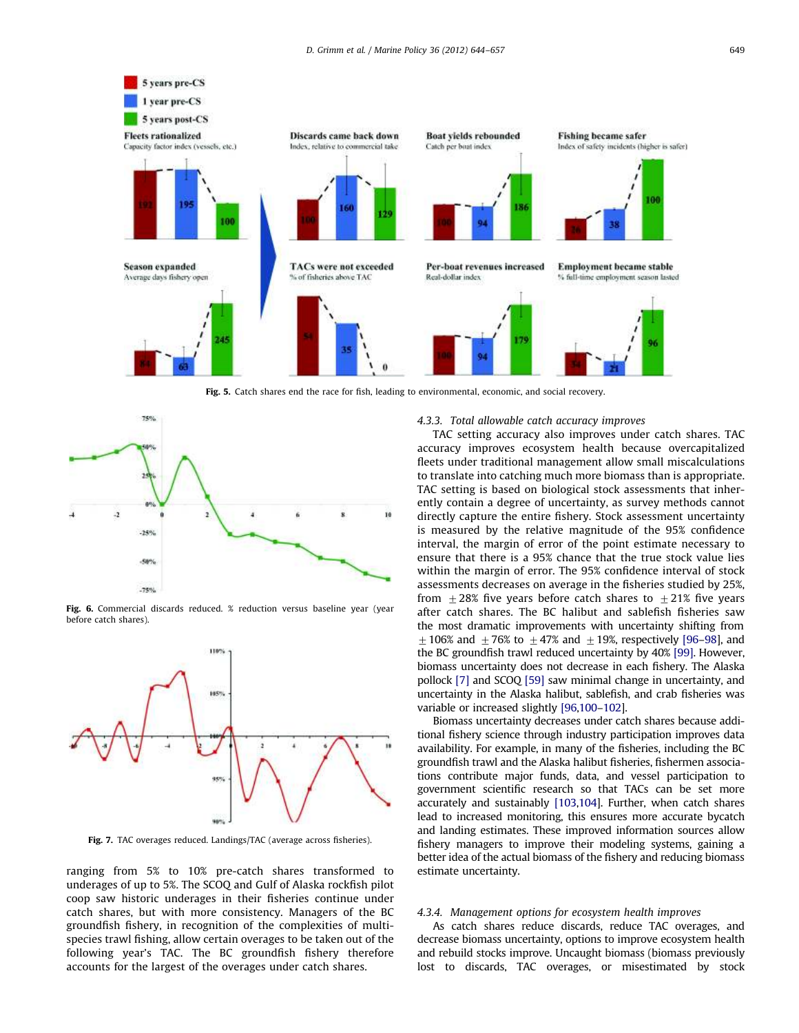Fig. 5. Catch shares end the race for fish, leading to environmental, economic, and social recovery.

Fig. 6. Commercial discards reduced. % reduction versus baseline year (year before catch shares).

Fig. 7. TAC overages reduced. Landings/TAC (average across fisheries).

ranging from 5% to 10% pre-catch shares transformed to underages of up to 5%. The SCOQ and Gulf of Alaska rockfish pilot coop saw historic underages in their fisheries continue under catch shares, but with more consistency. Managers of the BC groundfish fishery, in recognition of the complexities of multi-species trawl fishing, allow certain overages to be taken out of the following year's TAC. The BC groundfish fishery therefore accounts for the largest of the overages under catch shares.

### 4.3.3. Total allowable catch accuracy improves

TAC setting accuracy also improves under catch shares. TAC accuracy improves ecosystem health because overcapitalized fleets under traditional management allow small miscalculations to translate into catching much more biomass than is appropriate. TAC setting is based on biological stock assessments that inherently contain a degree of uncertainty, as survey methods cannot directly capture the entire fishery. Stock assessment uncertainty is measured by the relative magnitude of the 95% confidence interval, the margin of error of the point estimate necessary to ensure that there is a 95% chance that the true stock value lies within the margin of error. The 95% confidence interval of stock assessments decreases on average in the fisheries studied by 25%, from $\pm$28% five years before catch shares to $\pm$21% five years after catch shares. The BC halibut and sablefish fisheries saw the most dramatic improvements with uncertainty shifting from $\pm$106% and $\pm$76% to $\pm$47% and $\pm$19%, respectively [96–98], and the BC groundfish trawl reduced uncertainty by 40% [99]. However, biomass uncertainty does not decrease in each fishery. The Alaska pollock [7] and SCOQ [59] saw minimal change in uncertainty, and uncertainty in the Alaska halibut, sablefish, and crab fisheries was variable or increased slightly [96,100–102].

Biomass uncertainty decreases under catch shares because additional fishery science through industry participation improves data availability. For example, in many of the fisheries, including the BC groundfish trawl and the Alaska halibut fisheries, fishermen associations contribute major funds, data, and vessel participation to government scientific research so that TACs can be set more accurately and sustainably [103,104]. Further, when catch shares lead to increased monitoring, this ensures more accurate bycatch and landing estimates. These improved information sources allow fishery managers to improve their modeling systems, gaining a better idea of the actual biomass of the fishery and reducing biomass estimate uncertainty.

### 4.3.4. Management options for ecosystem health improves

As catch shares reduce discards, reduce TAC overages, and decrease biomass uncertainty, options to improve ecosystem health and rebuild stocks improve. Uncaught biomass (biomass previously lost to discards, TAC overages, or misestimated by stock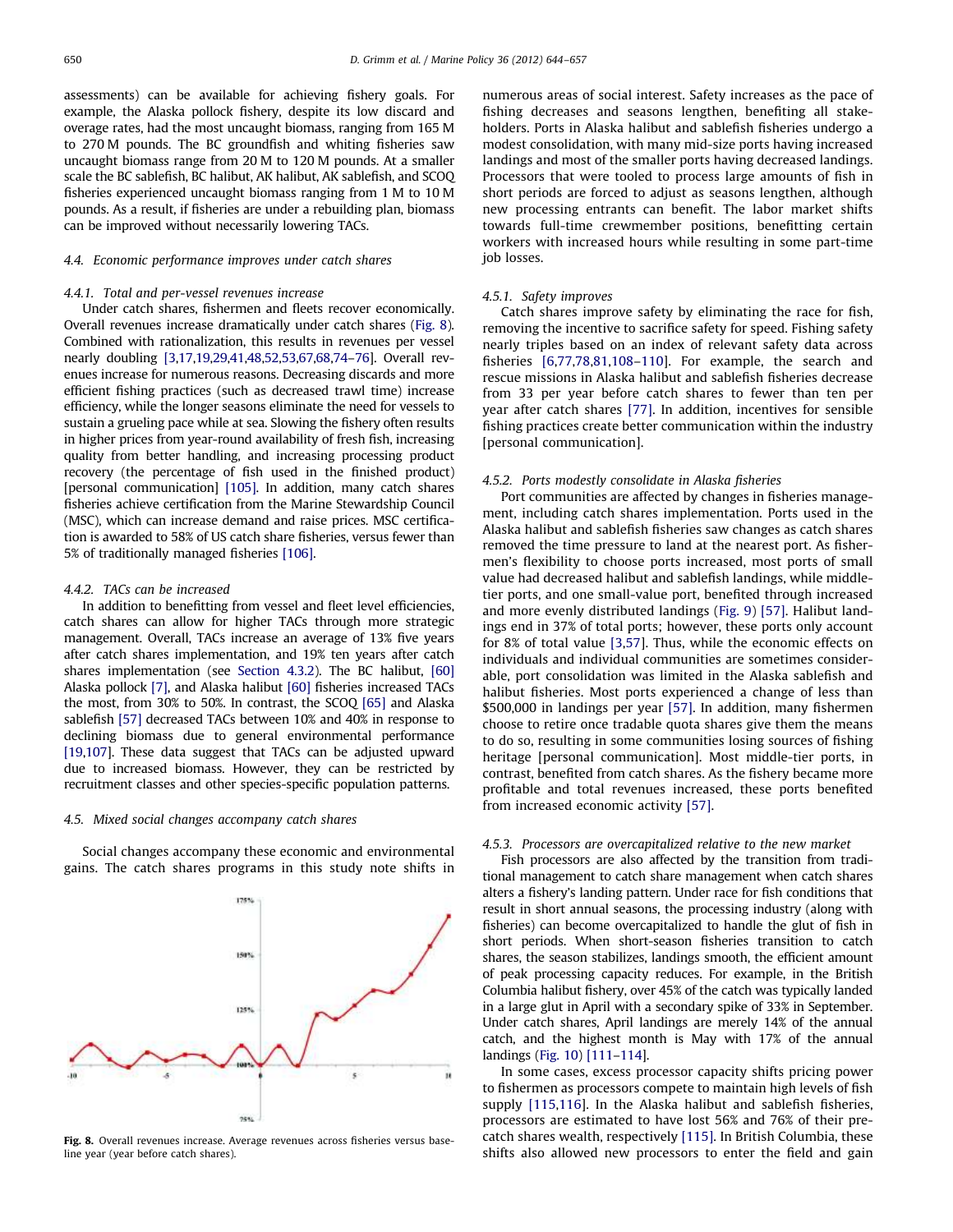assessments) can be available for achieving fishery goals. For example, the Alaska pollock fishery, despite its low discard and overage rates, had the most uncaught biomass, ranging from 165 M to 270 M pounds. The BC groundfish and whiting fisheries saw uncaught biomass range from 20 M to 120 M pounds. At a smaller scale the BC sablefish, BC halibut, AK halibut, AK sablefish, and SCOQ fisheries experienced uncaught biomass ranging from 1 M to 10 M pounds. As a result, if fisheries are under a rebuilding plan, biomass can be improved without necessarily lowering TACs.

### 4.4. Economic performance improves under catch shares

#### 4.4.1. Total and per-vessel revenues increase

Under catch shares, fishermen and fleets recover economically. Overall revenues increase dramatically under catch shares (Fig. 8). Combined with rationalization, this results in revenues per vessel nearly doubling [3,17,19,29,41,48,52,53,67,68,74–76]. Overall revenues increase for numerous reasons. Decreasing discards and more efficient fishing practices (such as decreased trawl time) increase efficiency, while the longer seasons eliminate the need for vessels to sustain a grueling pace while at sea. Slowing the fishery often results in higher prices from year-round availability of fresh fish, increasing quality from better handling, and increasing processing product recovery (the percentage of fish used in the finished product) [personal communication] [105]. In addition, many catch shares fisheries achieve certification from the Marine Stewardship Council (MSC), which can increase demand and raise prices. MSC certification is awarded to 58% of US catch share fisheries, versus fewer than 5% of traditionally managed fisheries [106].

#### 4.4.2. TACs can be increased

In addition to benefitting from vessel and fleet level efficiencies, catch shares can allow for higher TACs through more strategic management. Overall, TACs increase an average of 13% five years after catch shares implementation, and 19% ten years after catch shares implementation (see Section 4.3.2). The BC halibut, [60] Alaska pollock [7], and Alaska halibut [60] fisheries increased TACs the most, from 30% to 50%. In contrast, the SCOQ [65] and Alaska sablefish [57] decreased TACs between 10% and 40% in response to declining biomass due to general environmental performance [19,107]. These data suggest that TACs can be adjusted upward due to increased biomass. However, they can be restricted by recruitment classes and other species-specific population patterns.

### 4.5. Mixed social changes accompany catch shares

Social changes accompany these economic and environmental gains. The catch shares programs in this study note shifts in numerous areas of social interest. Safety increases as the pace of fishing decreases and seasons lengthen, benefiting all stakeholders. Ports in Alaska halibut and sablefish fisheries undergo a modest consolidation, with many mid-size ports having increased landings and most of the smaller ports having decreased landings. Processors that were tooled to process large amounts of fish in short periods are forced to adjust as seasons lengthen, although new processing entrants can benefit. The labor market shifts towards full-time crewmember positions, benefitting certain workers with increased hours while resulting in some part-time job losses.

**Fig. 8.** Overall revenues increase. Average revenues across fisheries versus baseline year (year before catch shares).

#### 4.5.1. Safety improves

Catch shares improve safety by eliminating the race for fish, removing the incentive to sacrifice safety for speed. Fishing safety nearly triples based on an index of relevant safety data across fisheries [6,77,78,81,108–110]. For example, the search and rescue missions in Alaska halibut and sablefish fisheries decrease from 33 per year before catch shares to fewer than ten per year after catch shares [77]. In addition, incentives for sensible fishing practices create better communication within the industry [personal communication].

#### 4.5.2. Ports modestly consolidate in Alaska fisheries

Port communities are affected by changes in fisheries management, including catch shares implementation. Ports used in the Alaska halibut and sablefish fisheries saw changes as catch shares removed the time pressure to land at the nearest port. As fishermen's flexibility to choose ports increased, most ports of small value had decreased halibut and sablefish landings, while middle-tier ports, and one small-value port, benefited through increased and more evenly distributed landings (Fig. 9) [57]. Halibut landings end in 37% of total ports; however, these ports only account for 8% of total value [3,57]. Thus, while the economic effects on individuals and individual communities are sometimes considerable, port consolidation was limited in the Alaska sablefish and halibut fisheries. Most ports experienced a change of less than $500,000 in landings per year [57]. In addition, many fishermen choose to retire once tradable quota shares give them the means to do so, resulting in some communities losing sources of fishing heritage [personal communication]. Most middle-tier ports, in contrast, benefited from catch shares. As the fishery became more profitable and total revenues increased, these ports benefited from increased economic activity [57].

#### 4.5.3. Processors are overcapitalized relative to the new market

Fish processors are also affected by the transition from traditional management to catch share management when catch shares alters a fishery's landing pattern. Under race for fish conditions that result in short annual seasons, the processing industry (along with fisheries) can become overcapitalized to handle the glut of fish in short periods. When short-season fisheries transition to catch shares, the season stabilizes, landings smooth, the efficient amount of peak processing capacity reduces. For example, in the British Columbia halibut fishery, over 45% of the catch was typically landed in a large glut in April with a secondary spike of 33% in September. Under catch shares, April landings are merely 14% of the annual catch, and the highest month is May with 17% of the annual landings (Fig. 10) [111–114].

In some cases, excess processor capacity shifts pricing power to fishermen as processors compete to maintain high levels of fish supply [115,116]. In the Alaska halibut and sablefish fisheries, processors are estimated to have lost 56% and 76% of their pre-catch shares wealth, respectively [115]. In British Columbia, these shifts also allowed new processors to enter the field and gain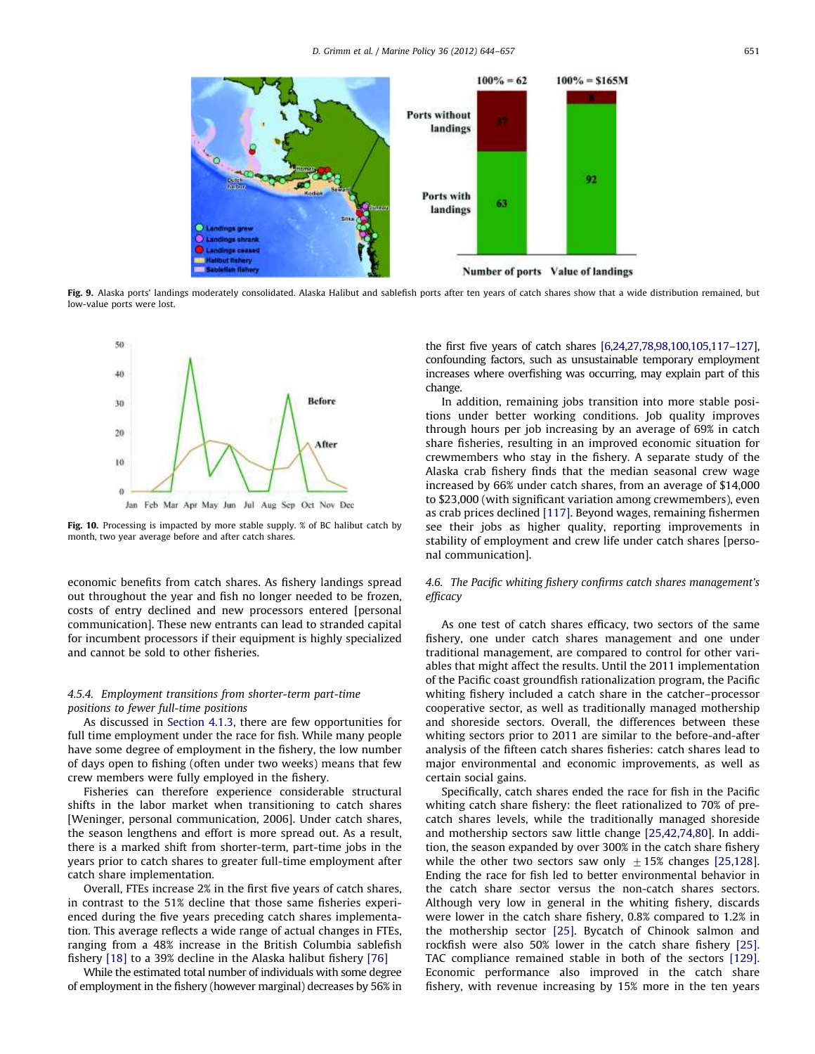Fig. 9. Alaska ports' landings moderately consolidated. Alaska Halibut and sablefish ports after ten years of catch shares show that a wide distribution remained, but low-value ports were lost.

Fig. 10. Processing is impacted by more stable supply. % of BC halibut catch by month, two year average before and after catch shares.

economic benefits from catch shares. As fishery landings spread out throughout the year and fish no longer needed to be frozen, costs of entry declined and new processors entered [personal communication]. These new entrants can lead to stranded capital for incumbent processors if their equipment is highly specialized and cannot be sold to other fisheries.

#### 4.5.4. Employment transitions from shorter-term part-time positions to fewer full-time positions

As discussed in Section 4.1.3, there are few opportunities for full time employment under the race for fish. While many people have some degree of employment in the fishery, the low number of days open to fishing (often under two weeks) means that few crew members were fully employed in the fishery.

Fisheries can therefore experience considerable structural shifts in the labor market when transitioning to catch shares [Weninger, personal communication, 2006]. Under catch shares, the season lengthens and effort is more spread out. As a result, there is a marked shift from shorter-term, part-time jobs in the years prior to catch shares to greater full-time employment after catch share implementation.

Overall, FTEs increase 2% in the first five years of catch shares, in contrast to the 51% decline that those same fisheries experienced during the five years preceding catch shares implementation. This average reflects a wide range of actual changes in FTEs, ranging from a 48% increase in the British Columbia sablefish fishery [18] to a 39% decline in the Alaska halibut fishery [76]

While the estimated total number of individuals with some degree of employment in the fishery (however marginal) decreases by 56% in the first five years of catch shares [6,24,27,78,98,100,105,117–127], confounding factors, such as unsustainable temporary employment increases where overfishing was occurring, may explain part of this change.

In addition, remaining jobs transition into more stable positions under better working conditions. Job quality improves through hours per job increasing by an average of 69% in catch share fisheries, resulting in an improved economic situation for crewmembers who stay in the fishery. A separate study of the Alaska crab fishery finds that the median seasonal crew wage increased by 66% under catch shares, from an average of $14,000 to $23,000 (with significant variation among crewmembers), even as crab prices declined [117]. Beyond wages, remaining fishermen see their jobs as higher quality, reporting improvements in stability of employment and crew life under catch shares [personal communication].

### 4.6. The Pacific whiting fishery confirms catch shares management's efficacy

As one test of catch shares efficacy, two sectors of the same fishery, one under catch shares management and one under traditional management, are compared to control for other variables that might affect the results. Until the 2011 implementation of the Pacific coast groundfish rationalization program, the Pacific whiting fishery included a catch share in the catcher–processor cooperative sector, as well as traditionally managed mothership and shoreside sectors. Overall, the differences between these whiting sectors prior to 2011 are similar to the before-and-after analysis of the fifteen catch shares fisheries: catch shares lead to major environmental and economic improvements, as well as certain social gains.

Specifically, catch shares ended the race for fish in the Pacific whiting catch share fishery: the fleet rationalized to 70% of pre-catch shares levels, while the traditionally managed shoreside and mothership sectors saw little change [25,42,74,80]. In addition, the season expanded by over 300% in the catch share fishery while the other two sectors saw only $\pm$15% changes [25,128]. Ending the race for fish led to better environmental behavior in the catch share sector versus the non-catch shares sectors. Although very low in general in the whiting fishery, discards were lower in the catch share fishery, 0.8% compared to 1.2% in the mothership sector [25]. Bycatch of Chinook salmon and rockfish were also 50% lower in the catch share fishery [25]. TAC compliance remained stable in both of the sectors [129]. Economic performance also improved in the catch share fishery, with revenue increasing by 15% more in the ten years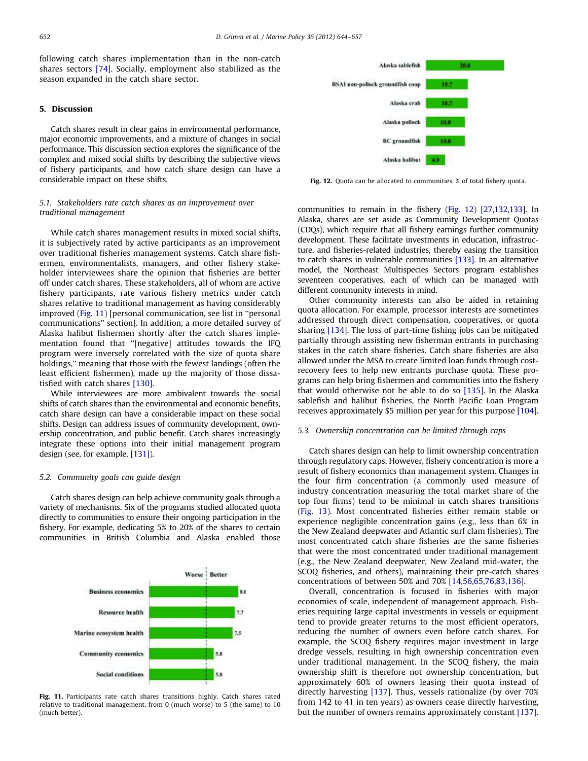following catch shares implementation than in the non-catch shares sectors [74]. Socially, employment also stabilized as the season expanded in the catch share sector.

## 5. Discussion

Catch shares result in clear gains in environmental performance, major economic improvements, and a mixture of changes in social performance. This discussion section explores the significance of the complex and mixed social shifts by describing the subjective views of fishery participants, and how catch share design can have a considerable impact on these shifts.

### 5.1. Stakeholders rate catch shares as an improvement over traditional management

While catch shares management results in mixed social shifts, it is subjectively rated by active participants as an improvement over traditional fisheries management systems. Catch share fishermen, environmentalists, managers, and other fishery stakeholder interviewees share the opinion that fisheries are better off under catch shares. These stakeholders, all of whom are active fishery participants, rate various fishery metrics under catch shares relative to traditional management as having considerably improved (Fig. 11) [personal communication, see list in "personal communications" section]. In addition, a more detailed survey of Alaska halibut fishermen shortly after the catch shares implementation found that "[negative] attitudes towards the IFQ program were inversely correlated with the size of quota share holdings," meaning that those with the fewest landings (often the least efficient fishermen), made up the majority of those dissatisfied with catch shares [130].

While interviewees are more ambivalent towards the social shifts of catch shares than the environmental and economic benefits, catch share design can have a considerable impact on these social shifts. Design can address issues of community development, ownership concentration, and public benefit. Catch shares increasingly integrate these options into their initial management program design (see, for example, [131]).

### 5.2. Community goals can guide design

Catch shares design can help achieve community goals through a variety of mechanisms. Six of the programs studied allocated quota directly to communities to ensure their ongoing participation in the fishery. For example, dedicating 5% to 20% of the shares to certain communities in British Columbia and Alaska enabled those communities to remain in the fishery (Fig. 12) [27,132,133]. In Alaska, shares are set aside as Community Development Quotas (CDQs), which require that all fishery earnings further community development. These facilitate investments in education, infrastructure, and fisheries-related industries, thereby easing the transition to catch shares in vulnerable communities [133]. In an alternative model, the Northeast Multispecies Sectors program establishes seventeen cooperatives, each of which can be managed with different community interests in mind.

Other community interests can also be aided in retaining quota allocation. For example, processor interests are sometimes addressed through direct compensation, cooperatives, or quota sharing [134]. The loss of part-time fishing jobs can be mitigated partially through assisting new fisherman entrants in purchasing stakes in the catch share fisheries. Catch share fisheries are also allowed under the MSA to create limited loan funds through cost-recovery fees to help new entrants purchase quota. These programs can help bring fishermen and communities into the fishery that would otherwise not be able to do so [135]. In the Alaska sablefish and halibut fisheries, the North Pacific Loan Program receives approximately $5 million per year for this purpose [104].

| Worse / Better | Rating |
|---|---|
| Business economics | 8.0 |
| Resource health | 7.7 |
| Marine ecosystem health | 7.5 |
| Community economics | 5.8 |
| Social conditions | 5.8 |

**Fig. 11.** Participants rate catch shares transitions highly. Catch shares rated relative to traditional management, from 0 (much worse) to 5 (the same) to 10 (much better).

| Fishery | % |
|---|---|
| Alaska sablefish | 20.0 |
| BSAI non-pollock groundfish coop | 10.7 |
| Alaska crab | 10.7 |
| Alaska pollock | 10.0 |
| BC groundfish | 10.0 |
| Alaska halibut | 4.9 |

**Fig. 12.** Quota can be allocated to communities. % of total fishery quota.

### 5.3. Ownership concentration can be limited through caps

Catch shares design can help to limit ownership concentration through regulatory caps. However, fishery concentration is more a result of fishery economics than management system. Changes in the four firm concentration (a commonly used measure of industry concentration measuring the total market share of the top four firms) tend to be minimal in catch shares transitions (Fig. 13). Most concentrated fisheries either remain stable or experience negligible concentration gains (e.g., less than 6% in the New Zealand deepwater and Atlantic surf clam fisheries). The most concentrated catch share fisheries are the same fisheries that were the most concentrated under traditional management (e.g., the New Zealand deepwater, New Zealand mid-water, the SCOQ fisheries, and others), maintaining their pre-catch shares concentrations of between 50% and 70% [14,56,65,76,83,136].

Overall, concentration is focused in fisheries with major economies of scale, independent of management approach. Fisheries requiring large capital investments in vessels or equipment tend to provide greater returns to the most efficient operators, reducing the number of owners even before catch shares. For example, the SCOQ fishery requires major investment in large dredge vessels, resulting in high ownership concentration even under traditional management. In the SCOQ fishery, the main ownership shift is therefore not ownership concentration, but approximately 60% of owners leasing their quota instead of directly harvesting [137]. Thus, vessels rationalize (by over 70% from 142 to 41 in ten years) as owners cease directly harvesting, but the number of owners remains approximately constant [137].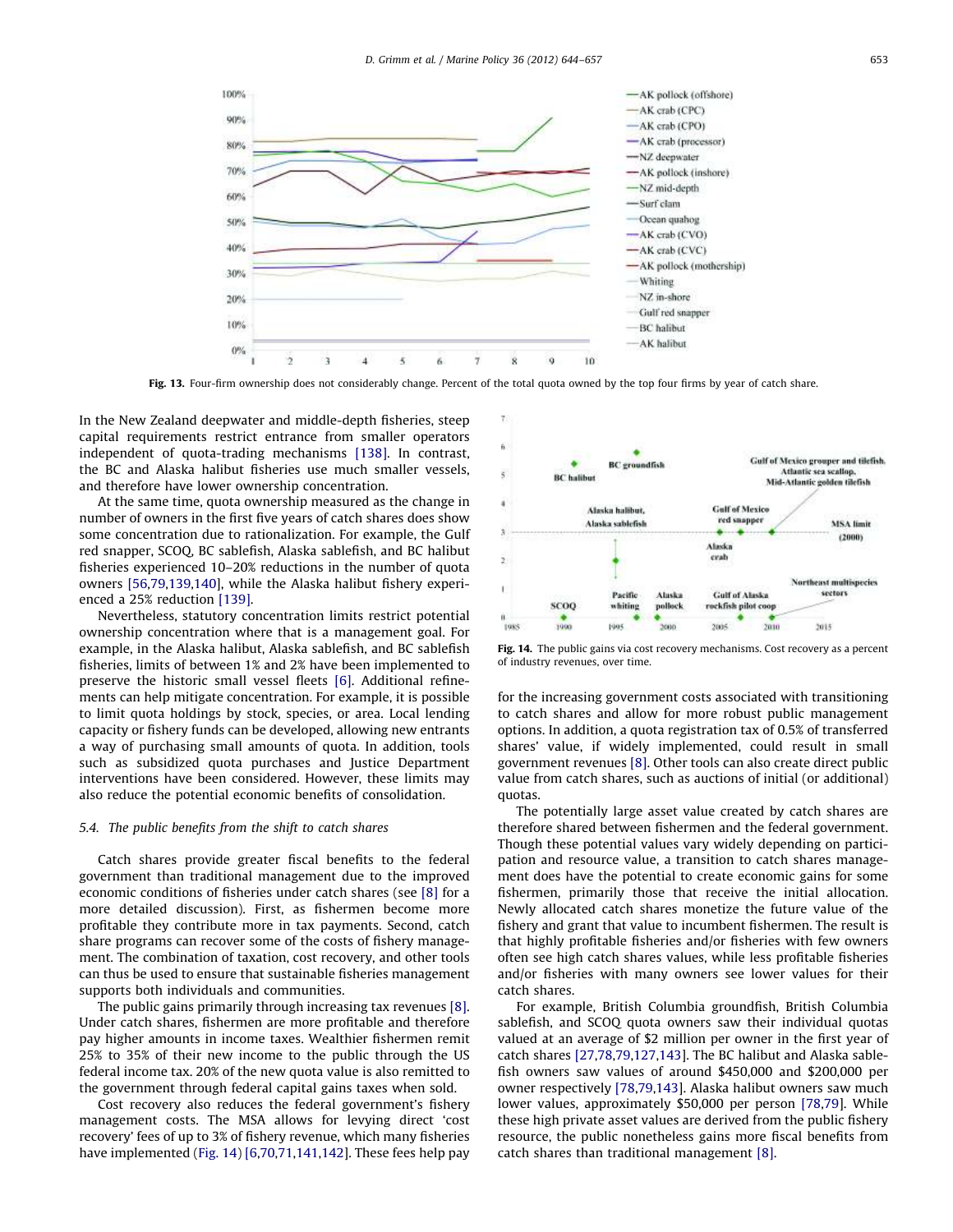Fig. 13. Four-firm ownership does not considerably change. Percent of the total quota owned by the top four firms by year of catch share.

In the New Zealand deepwater and middle-depth fisheries, steep capital requirements restrict entrance from smaller operators independent of quota-trading mechanisms [138]. In contrast, the BC and Alaska halibut fisheries use much smaller vessels, and therefore have lower ownership concentration.

At the same time, quota ownership measured as the change in number of owners in the first five years of catch shares does show some concentration due to rationalization. For example, the Gulf red snapper, SCOQ, BC sablefish, Alaska sablefish, and BC halibut fisheries experienced 10–20% reductions in the number of quota owners [56,79,139,140], while the Alaska halibut fishery experienced a 25% reduction [139].

Nevertheless, statutory concentration limits restrict potential ownership concentration where that is a management goal. For example, in the Alaska halibut, Alaska sablefish, and BC sablefish fisheries, limits of between 1% and 2% have been implemented to preserve the historic small vessel fleets [6]. Additional refinements can help mitigate concentration. For example, it is possible to limit quota holdings by stock, species, or area. Local lending capacity or fishery funds can be developed, allowing new entrants a way of purchasing small amounts of quota. In addition, tools such as subsidized quota purchases and Justice Department interventions have been considered. However, these limits may also reduce the potential economic benefits of consolidation.

### 5.4. The public benefits from the shift to catch shares

Catch shares provide greater fiscal benefits to the federal government than traditional management due to the improved economic conditions of fisheries under catch shares (see [8] for a more detailed discussion). First, as fishermen become more profitable they contribute more in tax payments. Second, catch share programs can recover some of the costs of fishery management. The combination of taxation, cost recovery, and other tools can thus be used to ensure that sustainable fisheries management supports both individuals and communities.

The public gains primarily through increasing tax revenues [8]. Under catch shares, fishermen are more profitable and therefore pay higher amounts in income taxes. Wealthier fishermen remit 25% to 35% of their new income to the public through the US federal income tax. 20% of the new quota value is also remitted to the government through federal capital gains taxes when sold.

Cost recovery also reduces the federal government's fishery management costs. The MSA allows for levying direct 'cost recovery' fees of up to 3% of fishery revenue, which many fisheries have implemented (Fig. 14) [6,70,71,141,142]. These fees help pay for the increasing government costs associated with transitioning to catch shares and allow for more robust public management options. In addition, a quota registration tax of 0.5% of transferred shares' value, if widely implemented, could result in small government revenues [8]. Other tools can also create direct public value from catch shares, such as auctions of initial (or additional) quotas.

Fig. 14. The public gains via cost recovery mechanisms. Cost recovery as a percent of industry revenues, over time.

The potentially large asset value created by catch shares are therefore shared between fishermen and the federal government. Though these potential values vary widely depending on participation and resource value, a transition to catch shares management does have the potential to create economic gains for some fishermen, primarily those that receive the initial allocation. Newly allocated catch shares monetize the future value of the fishery and grant that value to incumbent fishermen. The result is that highly profitable fisheries and/or fisheries with few owners often see high catch shares values, while less profitable fisheries and/or fisheries with many owners see lower values for their catch shares.

For example, British Columbia groundfish, British Columbia sablefish, and SCOQ quota owners saw their individual quotas valued at an average of $2 million per owner in the first year of catch shares [27,78,79,127,143]. The BC halibut and Alaska sablefish owners saw values of around $450,000 and $200,000 per owner respectively [78,79,143]. Alaska halibut owners saw much lower values, approximately $50,000 per person [78,79]. While these high private asset values are derived from the public fishery resource, the public nonetheless gains more fiscal benefits from catch shares than traditional management [8].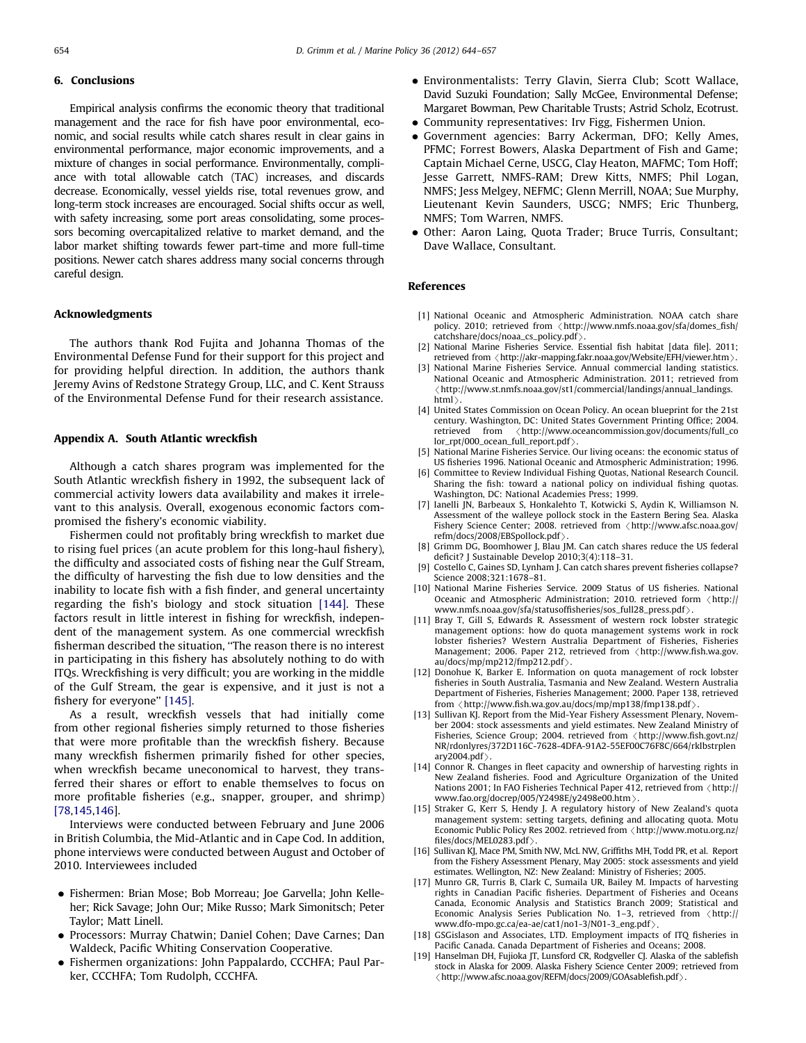## 6. Conclusions

Empirical analysis confirms the economic theory that traditional management and the race for fish have poor environmental, economic, and social results while catch shares result in clear gains in environmental performance, major economic improvements, and a mixture of changes in social performance. Environmentally, compliance with total allowable catch (TAC) increases, and discards decrease. Economically, vessel yields rise, total revenues grow, and long-term stock increases are encouraged. Social shifts occur as well, with safety increasing, some port areas consolidating, some processors becoming overcapitalized relative to market demand, and the labor market shifting towards fewer part-time and more full-time positions. Newer catch shares address many social concerns through careful design.

## Acknowledgments

The authors thank Rod Fujita and Johanna Thomas of the Environmental Defense Fund for their support for this project and for providing helpful direction. In addition, the authors thank Jeremy Avins of Redstone Strategy Group, LLC, and C. Kent Strauss of the Environmental Defense Fund for their research assistance.

## Appendix A. South Atlantic wreckfish

Although a catch shares program was implemented for the South Atlantic wreckfish fishery in 1992, the subsequent lack of commercial activity lowers data availability and makes it irrelevant to this analysis. Overall, exogenous economic factors compromised the fishery's economic viability.

Fishermen could not profitably bring wreckfish to market due to rising fuel prices (an acute problem for this long-haul fishery), the difficulty and associated costs of fishing near the Gulf Stream, the difficulty of harvesting the fish due to low densities and the inability to locate fish with a fish finder, and general uncertainty regarding the fish's biology and stock situation [144]. These factors result in little interest in fishing for wreckfish, independent of the management system. As one commercial wreckfish fisherman described the situation, "The reason there is no interest in participating in this fishery has absolutely nothing to do with ITQs. Wreckfishing is very difficult; you are working in the middle of the Gulf Stream, the gear is expensive, and it just is not a fishery for everyone" [145].

As a result, wreckfish vessels that had initially come from other regional fisheries simply returned to those fisheries that were more profitable than the wreckfish fishery. Because many wreckfish fishermen primarily fished for other species, when wreckfish became uneconomical to harvest, they transferred their shares or effort to enable themselves to focus on more profitable fisheries (e.g., snapper, grouper, and shrimp) [78,145,146].

Interviews were conducted between February and June 2006 in British Columbia, the Mid-Atlantic and in Cape Cod. In addition, phone interviews were conducted between August and October of 2010. Interviewees included

- Fishermen: Brian Mose; Bob Morreau; Joe Garvella; John Kelleher; Rick Savage; John Our; Mike Russo; Mark Simonitsch; Peter Taylor; Matt Linell.
- Processors: Murray Chatwin; Daniel Cohen; Dave Carnes; Dan Waldeck, Pacific Whiting Conservation Cooperative.
- Fishermen organizations: John Pappalardo, CCCHFA; Paul Parker, CCCHFA; Tom Rudolph, CCCHFA.
- Environmentalists: Terry Glavin, Sierra Club; Scott Wallace, David Suzuki Foundation; Sally McGee, Environmental Defense; Margaret Bowman, Pew Charitable Trusts; Astrid Scholz, Ecotrust.
- Community representatives: Irv Figg, Fishermen Union.
- Government agencies: Barry Ackerman, DFO; Kelly Ames, PFMC; Forrest Bowers, Alaska Department of Fish and Game; Captain Michael Cerne, USCG, Clay Heaton, MAFMC; Tom Hoff; Jesse Garrett, NMFS-RAM; Drew Kitts, NMFS; Phil Logan, NMFS; Jess Melgey, NEFMC; Glenn Merrill, NOAA; Sue Murphy, Lieutenant Kevin Saunders, USCG; NMFS; Eric Thunberg, NMFS; Tom Warren, NMFS.
- Other: Aaron Laing, Quota Trader; Bruce Turris, Consultant; Dave Wallace, Consultant.

## References

[1] National Oceanic and Atmospheric Administration. NOAA catch share policy. 2010; retrieved from 〈http://www.nmfs.noaa.gov/sfa/domes_fish/catchshare/docs/noaa_cs_policy.pdf〉.

[2] National Marine Fisheries Service. Essential fish habitat [data file]. 2011; retrieved from 〈http://akr-mapping.fakr.noaa.gov/Website/EFH/viewer.htm〉.

[3] National Marine Fisheries Service. Annual commercial landing statistics. National Oceanic and Atmospheric Administration. 2011; retrieved from 〈http://www.st.nmfs.noaa.gov/st1/commercial/landings/annual_landings.html〉.

[4] United States Commission on Ocean Policy. An ocean blueprint for the 21st century. Washington, DC: United States Government Printing Office; 2004. retrieved from 〈http://www.oceancommission.gov/documents/full_color_rpt/000_ocean_full_report.pdf〉.

[5] National Marine Fisheries Service. Our living oceans: the economic status of US fisheries 1996. National Oceanic and Atmospheric Administration; 1996.

[6] Committee to Review Individual Fishing Quotas, National Research Council. Sharing the fish: toward a national policy on individual fishing quotas. Washington, DC: National Academies Press; 1999.

[7] Ianelli JN, Barbeaux S, Honkalehto T, Kotwicki S, Aydin K, Williamson N. Assessment of the walleye pollock stock in the Eastern Bering Sea. Alaska Fishery Science Center; 2008. retrieved from 〈http://www.afsc.noaa.gov/refm/docs/2008/EBSpollock.pdf〉.

[8] Grimm DG, Boomhower J, Blau JM. Can catch shares reduce the US federal deficit? J Sustainable Develop 2010;3(4):118–31.

[9] Costello C, Gaines SD, Lynham J. Can catch shares prevent fisheries collapse? Science 2008;321:1678–81.

[10] National Marine Fisheries Service. 2009 Status of US fisheries. National Oceanic and Atmospheric Administration; 2010. retrieved form 〈http://www.nmfs.noaa.gov/sfa/statusoffisheries/sos_full28_press.pdf〉.

[11] Bray T, Gill S, Edwards R. Assessment of western rock lobster strategic management options: how do quota management systems work in rock lobster fisheries? Western Australia Department of Fisheries, Fisheries Management; 2006. Paper 212, retrieved from 〈http://www.fish.wa.gov.au/docs/mp/mp212/fmp212.pdf〉.

[12] Donohue K, Barker E. Information on quota management of rock lobster fisheries in South Australia, Tasmania and New Zealand. Western Australia Department of Fisheries, Fisheries Management; 2000. Paper 138, retrieved from 〈http://www.fish.wa.gov.au/docs/mp/mp138/fmp138.pdf〉.

[13] Sullivan KJ. Report from the Mid-Year Fishery Assessment Plenary, November 2004: stock assessments and yield estimates. New Zealand Ministry of Fisheries, Science Group; 2004. retrieved from 〈http://www.fish.govt.nz/NR/rdonlyres/372D116C-7628-4DFA-91A2-55EF00C76F8C/664/rklbstrplenary2004.pdf〉.

[14] Connor R. Changes in fleet capacity and ownership of harvesting rights in New Zealand fisheries. Food and Agriculture Organization of the United Nations 2001; In FAO Fisheries Technical Paper 412, retrieved from 〈http://www.fao.org/docrep/005/Y2498E/y2498e00.htm〉.

[15] Straker G, Kerr S, Hendy J. A regulatory history of New Zealand's quota management system: setting targets, defining and allocating quota. Motu Economic Public Policy Res 2002. retrieved from 〈http://www.motu.org.nz/files/docs/MEL0283.pdf〉.

[16] Sullivan KJ, Mace PM, Smith NW, McL NW, Griffiths MH, Todd PR, et al. Report from the Fishery Assessment Plenary, May 2005: stock assessments and yield estimates. Wellington, NZ: New Zealand: Ministry of Fisheries; 2005.

[17] Munro GR, Turris B, Clark C, Sumaila UR, Bailey M. Impacts of harvesting rights in Canadian Pacific fisheries. Department of Fisheries and Oceans Canada, Economic Analysis and Statistics Branch 2009; Statistical and Economic Analysis Series Publication No. 1–3, retrieved from 〈http://www.dfo-mpo.gc.ca/ea-ae/cat1/no1-3/N01-3_eng.pdf〉.

[18] GSGislason and Associates, LTD. Employment impacts of ITQ fisheries in Pacific Canada. Canada Department of Fisheries and Oceans; 2008.

[19] Hanselman DH, Fujioka JT, Lunsford CR, Rodgveller CJ. Alaska of the sablefish stock in Alaska for 2009. Alaska Fishery Science Center 2009; retrieved from 〈http://www.afsc.noaa.gov/REFM/docs/2009/GOAsablefish.pdf〉.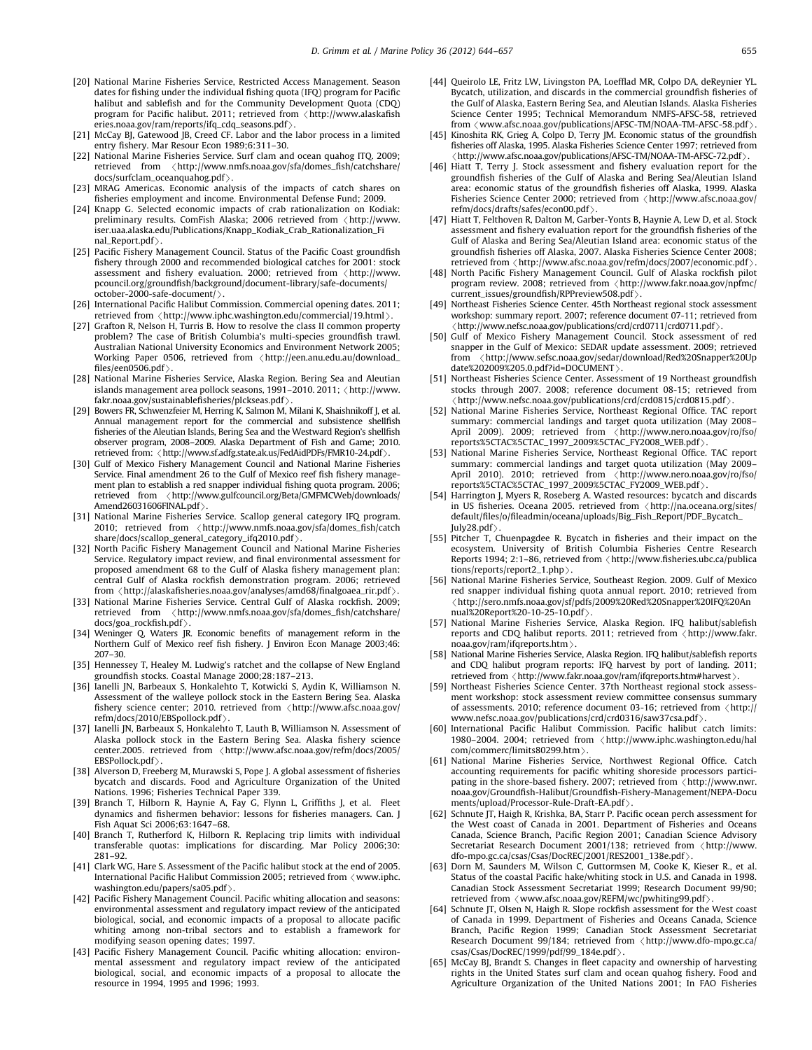[20] National Marine Fisheries Service, Restricted Access Management. Season dates for fishing under the individual fishing quota (IFQ) program for Pacific halibut and sablefish and for the Community Development Quota (CDQ) program for Pacific halibut. 2011; retrieved from ⟨http://www.alaskafisheries.noaa.gov/ram/reports/ifq_cdq_seasons.pdf⟩.

[21] McCay BJ, Gatewood JB, Creed CF. Labor and the labor process in a limited entry fishery. Mar Resour Econ 1989;6:311–30.

[22] National Marine Fisheries Service. Surf clam and ocean quahog ITQ. 2009; retrieved from ⟨http://www.nmfs.noaa.gov/sfa/domes_fish/catchshare/docs/surfclam_oceanquahog.pdf⟩.

[23] MRAG Americas. Economic analysis of the impacts of catch shares on fisheries employment and income. Environmental Defense Fund; 2009.

[24] Knapp G. Selected economic impacts of crab rationalization on Kodiak: preliminary results. ComFish Alaska; 2006 retrieved from ⟨http://www.iser.uaa.alaska.edu/Publications/Knapp_Kodiak_Crab_Rationalization_Final_Report.pdf⟩.

[25] Pacific Fishery Management Council. Status of the Pacific Coast groundfish fishery through 2000 and recommended biological catches for 2001: stock assessment and fishery evaluation. 2000; retrieved from ⟨http://www.pcouncil.org/groundfish/background/document-library/safe-documents/october-2000-safe-document/⟩.

[26] International Pacific Halibut Commission. Commercial opening dates. 2011; retrieved from ⟨http://www.iphc.washington.edu/commercial/19.html⟩.

[27] Grafton R, Nelson H, Turris B. How to resolve the class II common property problem? The case of British Columbia's multi-species groundfish trawl. Australian National University Economics and Environment Network 2005; Working Paper 0506, retrieved from ⟨http://een.anu.edu.au/download_files/een0506.pdf⟩.

[28] National Marine Fisheries Service, Alaska Region. Bering Sea and Aleutian islands management area pollock seasons, 1991–2010. 2011; ⟨http://www.fakr.noaa.gov/sustainablefisheries/plckseas.pdf⟩.

[29] Bowers FR, Schwenzfeier M, Herring K, Salmon M, Milani K, Shaishnikoff J, et al. Annual management report for the commercial and subsistence shellfish fisheries of the Aleutian Islands, Bering Sea and the Westward Region's shellfish observer program, 2008–2009. Alaska Department of Fish and Game; 2010. retrieved from: ⟨http://www.sf.adfg.state.ak.us/FedAidPDFs/FMR10-24.pdf⟩.

[30] Gulf of Mexico Fishery Management Council and National Marine Fisheries Service. Final amendment 26 to the Gulf of Mexico reef fish fishery management plan to establish a red snapper individual fishing quota program. 2006; retrieved from ⟨http://www.gulfcouncil.org/Beta/GMFMCWeb/downloads/Amend26031606FINAL.pdf⟩.

[31] National Marine Fisheries Service. Scallop general category IFQ program. 2010; retrieved from ⟨http://www.nmfs.noaa.gov/sfa/domes_fish/catchshare/docs/scallop_general_category_ifq2010.pdf⟩.

[32] North Pacific Fishery Management Council and National Marine Fisheries Service. Regulatory impact review, and final environmental assessment for proposed amendment 68 to the Gulf of Alaska fishery management plan: central Gulf of Alaska rockfish demonstration program. 2006; retrieved from ⟨http://alaskafisheries.noaa.gov/analyses/amd68/finalgoaea_rir.pdf⟩.

[33] National Marine Fisheries Service. Central Gulf of Alaska rockfish. 2009; retrieved from ⟨http://www.nmfs.noaa.gov/sfa/domes_fish/catchshare/docs/goa_rockfish.pdf⟩.

[34] Weninger Q, Waters JR. Economic benefits of management reform in the Northern Gulf of Mexico reef fish fishery. J Environ Econ Manage 2003;46:207–30.

[35] Hennessey T, Healey M. Ludwig's ratchet and the collapse of New England groundfish stocks. Coastal Manage 2000;28:187–213.

[36] Ianelli JN, Barbeaux S, Honkalehto T, Kotwicki S, Aydin K, Williamson N. Assessment of the walleye pollock stock in the Eastern Bering Sea. Alaska fishery science center; 2010. retrieved from ⟨http://www.afsc.noaa.gov/refm/docs/2010/EBSpollock.pdf⟩.

[37] Ianelli JN, Barbeaux S, Honkalehto T, Lauth B, Williamson N. Assessment of Alaska pollock stock in the Eastern Bering Sea. Alaska fishery science center.2005. retrieved from ⟨http://www.afsc.noaa.gov/refm/docs/2005/EBSPollock.pdf⟩.

[38] Alverson D, Freeberg M, Murawski S, Pope J. A global assessment of fisheries bycatch and discards. Food and Agriculture Organization of the United Nations. 1996; Fisheries Technical Paper 339.

[39] Branch T, Hilborn R, Haynie A, Fay G, Flynn L, Griffiths J, et al. Fleet dynamics and fishermen behavior: lessons for fisheries managers. Can. J Fish Aquat Sci 2006;63:1647–68.

[40] Branch T, Rutherford K, Hilborn R. Replacing trip limits with individual transferable quotas: implications for discarding. Mar Policy 2006;30:281–92.

[41] Clark WG, Hare S. Assessment of the Pacific halibut stock at the end of 2005. International Pacific Halibut Commission 2005; retrieved from ⟨www.iphc.washington.edu/papers/sa05.pdf⟩.

[42] Pacific Fishery Management Council. Pacific whiting allocation and seasons: environmental assessment and regulatory impact review of the anticipated biological, social, and economic impacts of a proposal to allocate pacific whiting among non-tribal sectors and to establish a framework for modifying season opening dates; 1997.

[43] Pacific Fishery Management Council. Pacific whiting allocation: environmental assessment and regulatory impact review of the anticipated biological, social, and economic impacts of a proposal to allocate the resource in 1994, 1995 and 1996; 1993.

[44] Queirolo LE, Fritz LW, Livingston PA, Loefflad MR, Colpo DA, deReynier YL. Bycatch, utilization, and discards in the commercial groundfish fisheries of the Gulf of Alaska, Eastern Bering Sea, and Aleutian Islands. Alaska Fisheries Science Center 1995; Technical Memorandum NMFS-AFSC-58, retrieved from ⟨www.afsc.noaa.gov/publications/AFSC-TM/NOAA-TM-AFSC-58.pdf⟩.

[45] Kinoshita RK, Grieg A, Colpo D, Terry JM. Economic status of the groundfish fisheries off Alaska, 1995. Alaska Fisheries Science Center 1997; retrieved from ⟨http://www.afsc.noaa.gov/publications/AFSC-TM/NOAA-TM-AFSC-72.pdf⟩.

[46] Hiatt T, Terry J. Stock assessment and fishery evaluation report for the groundfish fisheries of the Gulf of Alaska and Bering Sea/Aleutian Island area: economic status of the groundfish fisheries off Alaska, 1999. Alaska Fisheries Science Center 2000; retrieved from ⟨http://www.afsc.noaa.gov/refm/docs/drafts/safes/econ00.pdf⟩.

[47] Hiatt T, Felthoven R, Dalton M, Garber-Yonts B, Haynie A, Lew D, et al. Stock assessment and fishery evaluation report for the groundfish fisheries of the Gulf of Alaska and Bering Sea/Aleutian Island area: economic status of the groundfish fisheries off Alaska, 2007. Alaska Fisheries Science Center 2008; retrieved from ⟨http://www.afsc.noaa.gov/refm/docs/2007/economic.pdf⟩.

[48] North Pacific Fishery Management Council. Gulf of Alaska rockfish pilot program review. 2008; retrieved from ⟨http://www.fakr.noaa.gov/npfmc/current_issues/groundfish/RPPreview508.pdf⟩.

[49] Northeast Fisheries Science Center. 45th Northeast regional stock assessment workshop: summary report. 2007; reference document 07-11; retrieved from ⟨http://www.nefsc.noaa.gov/publications/crd/crd0711/crd0711.pdf⟩.

[50] Gulf of Mexico Fishery Management Council. Stock assessment of red snapper in the Gulf of Mexico: SEDAR update assessment. 2009; retrieved from ⟨http://www.sefsc.noaa.gov/sedar/download/Red%20Snapper%20Update%202009%205.0.pdf?id=DOCUMENT⟩.

[51] Northeast Fisheries Science Center. Assessment of 19 Northeast groundfish stocks through 2007. 2008; reference document 08-15; retrieved from ⟨http://www.nefsc.noaa.gov/publications/crd/crd0815/crd0815.pdf⟩.

[52] National Marine Fisheries Service, Northeast Regional Office. TAC report summary: commercial landings and target quota utilization (May 2008–April 2009). 2009; retrieved from ⟨http://www.nero.noaa.gov/ro/fso/reports%5CTAC%5CTAC_1997_2009%5CTAC_FY2008_WEB.pdf⟩.

[53] National Marine Fisheries Service, Northeast Regional Office. TAC report summary: commercial landings and target quota utilization (May 2009–April 2010). 2010; retrieved from ⟨http://www.nero.noaa.gov/ro/fso/reports%5CTAC%5CTAC_1997_2009%5CTAC_FY2009_WEB.pdf⟩.

[54] Harrington J, Myers R, Roseberg A. Wasted resources: bycatch and discards in US fisheries. Oceana 2005. retrieved from ⟨http://na.oceana.org/sites/default/files/o/fileadmin/oceana/uploads/Big_Fish_Report/PDF_Bycatch_July28.pdf⟩.

[55] Pitcher T, Chuenpagdee R. Bycatch in fisheries and their impact on the ecosystem. University of British Columbia Fisheries Centre Research Reports 1994; 2:1–86, retrieved from ⟨http://www.fisheries.ubc.ca/publications/reports/report2_1.php⟩.

[56] National Marine Fisheries Service, Southeast Region. 2009. Gulf of Mexico red snapper individual fishing quota annual report. 2010; retrieved from ⟨http://sero.nmfs.noaa.gov/sf/pdfs/2009%20Red%20Snapper%20IFQ%20Annual%20Report%20-10-25-10.pdf⟩.

[57] National Marine Fisheries Service, Alaska Region. IFQ halibut/sablefish reports and CDQ halibut reports. 2011; retrieved from ⟨http://www.fakr.noaa.gov/ram/ifqreports.htm⟩.

[58] National Marine Fisheries Service, Alaska Region. IFQ halibut/sablefish reports and CDQ halibut program reports: IFQ harvest by port of landing. 2011; retrieved from ⟨http://www.fakr.noaa.gov/ram/ifqreports.htm#harvest⟩.

[59] Northeast Fisheries Science Center. 37th Northeast regional stock assessment workshop: stock assessment review committee consensus summary of assessments. 2010; reference document 03-16; retrieved from ⟨http://www.nefsc.noaa.gov/publications/crd/crd0316/saw37csa.pdf⟩.

[60] International Pacific Halibut Commission. Pacific halibut catch limits: 1980–2004. 2004; retrieved from ⟨http://www.iphc.washington.edu/halcom/commerc/limits80299.htm⟩.

[61] National Marine Fisheries Service, Northwest Regional Office. Catch accounting requirements for pacific whiting shoreside processors participating in the shore-based fishery. 2007; retrieved from ⟨http://www.nwr.noaa.gov/Groundfish-Halibut/Groundfish-Fishery-Management/NEPA-Documents/upload/Processor-Rule-Draft-EA.pdf⟩.

[62] Schnute JT, Haigh R, Krishka, BA, Starr P. Pacific ocean perch assessment for the West coast of Canada in 2001. Department of Fisheries and Oceans Canada, Science Branch, Pacific Region 2001; Canadian Science Advisory Secretariat Research Document 2001/138; retrieved from ⟨http://www.dfo-mpo.gc.ca/csas/Csas/DocREC/2001/RES2001_138e.pdf⟩.

[63] Dorn M, Saunders M, Wilson C, Guttormsen M, Cooke K, Kieser R., et al. Status of the coastal Pacific hake/whiting stock in U.S. and Canada in 1998. Canadian Stock Assessment Secretariat 1999; Research Document 99/90; retrieved from ⟨www.afsc.noaa.gov/REFM/wc/pwhiting99.pdf⟩.

[64] Schnute JT, Olsen N, Haigh R. Slope rockfish assessment for the West coast of Canada in 1999. Department of Fisheries and Oceans Canada, Science Branch, Pacific Region 1999; Canadian Stock Assessment Secretariat Research Document 99/184; retrieved from ⟨http://www.dfo-mpo.gc.ca/csas/Csas/DocREC/1999/pdf/99_184e.pdf⟩.

[65] McCay BJ, Brandt S. Changes in fleet capacity and ownership of harvesting rights in the United States surf clam and ocean quahog fishery. Food and Agriculture Organization of the United Nations 2001; In FAO Fisheries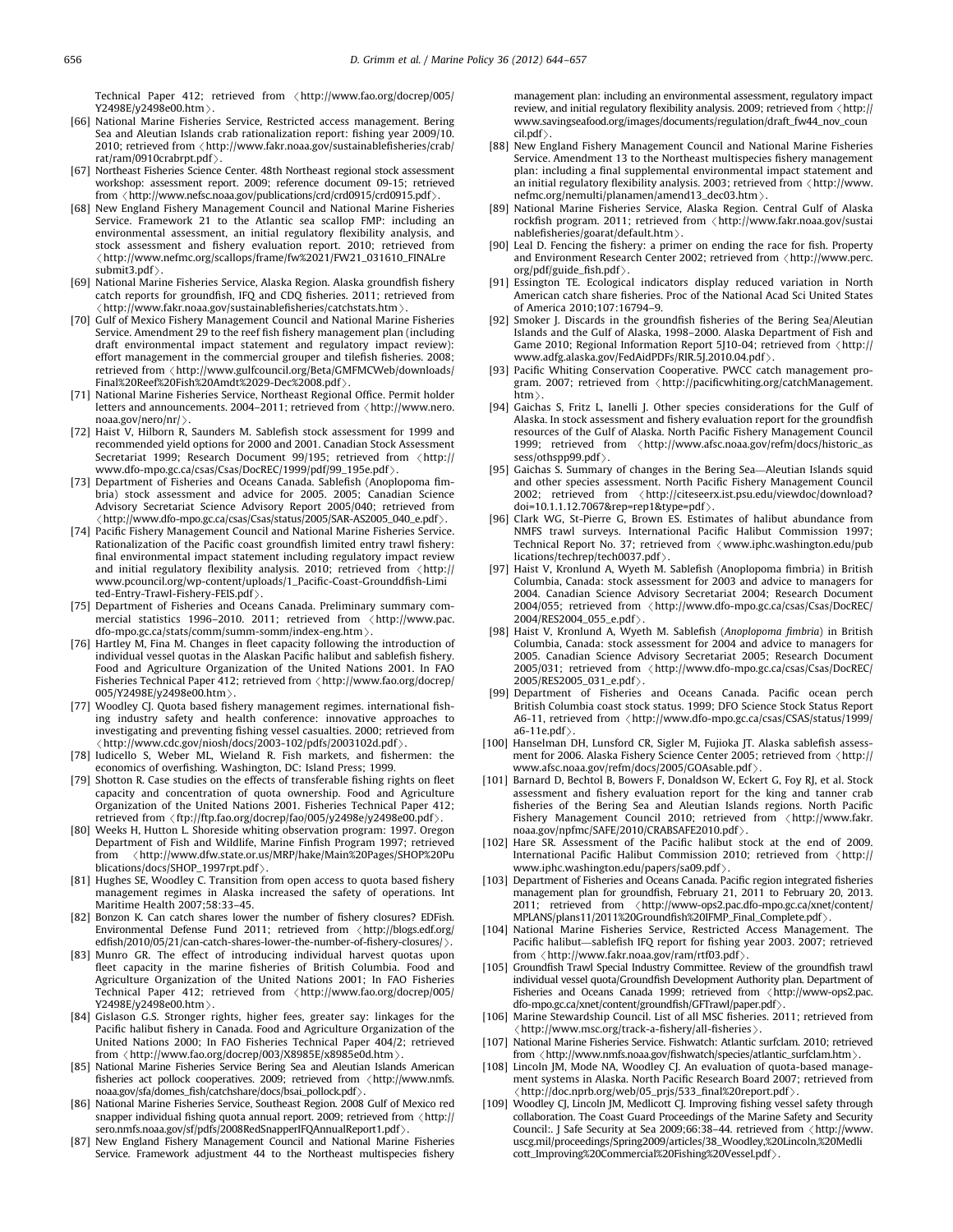Technical Paper 412; retrieved from 〈http://www.fao.org/docrep/005/Y2498E/y2498e00.htm〉.

[66] National Marine Fisheries Service, Restricted access management. Bering Sea and Aleutian Islands crab rationalization report: fishing year 2009/10. 2010; retrieved from 〈http://www.fakr.noaa.gov/sustainablefisheries/crab/rat/ram/0910crabrpt.pdf〉.

[67] Northeast Fisheries Science Center. 48th Northeast regional stock assessment workshop: assessment report. 2009; reference document 09-15; retrieved from 〈http://www.nefsc.noaa.gov/publications/crd/crd0915/crd0915.pdf〉.

[68] New England Fishery Management Council and National Marine Fisheries Service. Framework 21 to the Atlantic sea scallop FMP: including an environmental assessment, an initial regulatory flexibility analysis, and stock assessment and fishery evaluation report. 2010; retrieved from 〈http://www.nefmc.org/scallops/frame/fw%2021/FW21_031610_FINALresubmit3.pdf〉.

[69] National Marine Fisheries Service, Alaska Region. Alaska groundfish fishery catch reports for groundfish, IFQ and CDQ fisheries. 2011; retrieved from 〈http://www.fakr.noaa.gov/sustainablefisheries/catchstats.htm〉.

[70] Gulf of Mexico Fishery Management Council and National Marine Fisheries Service. Amendment 29 to the reef fish fishery management plan (including draft environmental impact statement and regulatory impact review): effort management in the commercial grouper and tilefish fisheries. 2008; retrieved from 〈http://www.gulfcouncil.org/Beta/GMFMCWeb/downloads/Final%20Reef%20Fish%20Amdt%2029-Dec%2008.pdf〉.

[71] National Marine Fisheries Service, Northeast Regional Office. Permit holder letters and announcements. 2004–2011; retrieved from 〈http://www.nero.noaa.gov/nero/nr/〉.

[72] Haist V, Hilborn R, Saunders M. Sablefish stock assessment for 1999 and recommended yield options for 2000 and 2001. Canadian Stock Assessment Secretariat 1999; Research Document 99/195; retrieved from 〈http://www.dfo-mpo.gc.ca/csas/Csas/DocREC/1999/pdf/99_195e.pdf〉.

[73] Department of Fisheries and Oceans Canada. Sablefish (Anoplopoma fimbria) stock assessment and advice for 2005. 2005; Canadian Science Advisory Secretariat Science Advisory Report 2005/040; retrieved from 〈http://www.dfo-mpo.gc.ca/csas/Csas/status/2005/SAR-AS2005_040_e.pdf〉.

[74] Pacific Fishery Management Council and National Marine Fisheries Service. Rationalization of the Pacific coast groundfish limited entry trawl fishery: final environmental impact statement including regulatory impact review and initial regulatory flexibility analysis. 2010; retrieved from 〈http://www.pcouncil.org/wp-content/uploads/1_Pacific-Coast-Grounddfish-Limited-Entry-Trawl-Fishery-FEIS.pdf〉.

[75] Department of Fisheries and Oceans Canada. Preliminary summary commercial statistics 1996–2010. 2011; retrieved from 〈http://www.pac.dfo-mpo.gc.ca/stats/comm/summ-somm/index-eng.htm〉.

[76] Hartley M, Fina M. Changes in fleet capacity following the introduction of individual vessel quotas in the Alaskan Pacific halibut and sablefish fishery. Food and Agriculture Organization of the United Nations 2001. In FAO Fisheries Technical Paper 412; retrieved from 〈http://www.fao.org/docrep/005/Y2498E/y2498e00.htm〉.

[77] Woodley CJ. Quota based fishery management regimes. international fishing industry safety and health conference: innovative approaches to investigating and preventing fishing vessel casualties. 2000; retrieved from 〈http://www.cdc.gov/niosh/docs/2003-102/pdfs/2003102d.pdf〉.

[78] Iudicello S, Weber ML, Wieland R. Fish markets, and fishermen: the economics of overfishing. Washington, DC: Island Press; 1999.

[79] Shotton R. Case studies on the effects of transferable fishing rights on fleet capacity and concentration of quota ownership. Food and Agriculture Organization of the United Nations 2001. Fisheries Technical Paper 412; retrieved from 〈ftp://ftp.fao.org/docrep/fao/005/y2498e/y2498e00.pdf〉.

[80] Weeks H, Hutton L. Shoreside whiting observation program: 1997. Oregon Department of Fish and Wildlife, Marine Finfish Program 1997; retrieved from 〈http://www.dfw.state.or.us/MRP/hake/Main%20Pages/SHOP%20Publications/docs/SHOP_1997rpt.pdf〉.

[81] Hughes SE, Woodley C. Transition from open access to quota based fishery management regimes in Alaska increased the safety of operations. Int Maritime Health 2007;58:33–45.

[82] Bonzon K. Can catch shares lower the number of fishery closures? EDFish. Environmental Defense Fund 2011; retrieved from 〈http://blogs.edf.org/edfish/2010/05/21/can-catch-shares-lower-the-number-of-fishery-closures/〉.

[83] Munro GR. The effect of introducing individual harvest quotas upon fleet capacity in the marine fisheries of British Columbia. Food and Agriculture Organization of the United Nations 2001; In FAO Fisheries Technical Paper 412; retrieved from 〈http://www.fao.org/docrep/005/Y2498E/y2498e00.htm〉.

[84] Gislason G.S. Stronger rights, higher fees, greater say: linkages for the Pacific halibut fishery in Canada. Food and Agriculture Organization of the United Nations 2000; In FAO Fisheries Technical Paper 404/2; retrieved from 〈http://www.fao.org/docrep/003/X8985E/x8985e0d.htm〉.

[85] National Marine Fisheries Service Bering Sea and Aleutian Islands American fisheries act pollock cooperatives. 2009; retrieved from 〈http://www.nmfs.noaa.gov/sfa/domes_fish/catchshare/docs/bsai_pollock.pdf〉.

[86] National Marine Fisheries Service, Southeast Region. 2008 Gulf of Mexico red snapper individual fishing quota annual report. 2009; retrieved from 〈http://sero.nmfs.noaa.gov/sf/pdfs/2008RedSnapperIFQAnnualReport1.pdf〉.

[87] New England Fishery Management Council and National Marine Fisheries Service. Framework adjustment 44 to the Northeast multispecies fishery management plan: including an environmental assessment, regulatory impact review, and initial regulatory flexibility analysis. 2009; retrieved from 〈http://www.savingseafood.org/images/documents/regulation/draft_fw44_nov_council.pdf〉.

[88] New England Fishery Management Council and National Marine Fisheries Service. Amendment 13 to the Northeast multispecies fishery management plan: including a final supplemental environmental impact statement and an initial regulatory flexibility analysis. 2003; retrieved from 〈http://www.nefmc.org/nemulti/planamen/amend13_dec03.htm〉.

[89] National Marine Fisheries Service, Alaska Region. Central Gulf of Alaska rockfish program. 2011; retrieved from 〈http://www.fakr.noaa.gov/sustainablefisheries/goarat/default.htm〉.

[90] Leal D. Fencing the fishery: a primer on ending the race for fish. Property and Environment Research Center 2002; retrieved from 〈http://www.perc.org/pdf/guide_fish.pdf〉.

[91] Essington TE. Ecological indicators display reduced variation in North American catch share fisheries. Proc of the National Acad Sci United States of America 2010;107:16794–9.

[92] Smoker J. Discards in the groundfish fisheries of the Bering Sea/Aleutian Islands and the Gulf of Alaska, 1998–2000. Alaska Department of Fish and Game 2010; Regional Information Report 5J10-04; retrieved from 〈http://www.adfg.alaska.gov/FedAidPDFs/RIR.5J.2010.04.pdf〉.

[93] Pacific Whiting Conservation Cooperative. PWCC catch management program. 2007; retrieved from 〈http://pacificwhiting.org/catchManagement.htm〉.

[94] Gaichas S, Fritz L, Ianelli J. Other species considerations for the Gulf of Alaska. In stock assessment and fishery evaluation report for the groundfish resources of the Gulf of Alaska. North Pacific Fishery Management Council 1999; retrieved from 〈http://www.afsc.noaa.gov/refm/docs/historic_assess/othspp99.pdf〉.

[95] Gaichas S. Summary of changes in the Bering Sea—Aleutian Islands squid and other species assessment. North Pacific Fishery Management Council 2002; retrieved from 〈http://citeseerx.ist.psu.edu/viewdoc/download?doi=10.1.1.12.7067&rep=rep1&type=pdf〉.

[96] Clark WG, St-Pierre G, Brown ES. Estimates of halibut abundance from NMFS trawl surveys. International Pacific Halibut Commission 1997; Technical Report No. 37; retrieved from 〈www.iphc.washington.edu/publications/techrep/tech0037.pdf〉.

[97] Haist V, Kronlund A, Wyeth M. Sablefish (Anoplopoma fimbria) in British Columbia, Canada: stock assessment for 2003 and advice to managers for 2004. Canadian Science Advisory Secretariat 2004; Research Document 2004/055; retrieved from 〈http://www.dfo-mpo.gc.ca/csas/Csas/DocREC/2004/RES2004_055_e.pdf〉.

[98] Haist V, Kronlund A, Wyeth M. Sablefish (*Anoplopoma fimbria*) in British Columbia, Canada: stock assessment for 2004 and advice to managers for 2005. Canadian Science Advisory Secretariat 2005; Research Document 2005/031; retrieved from 〈http://www.dfo-mpo.gc.ca/csas/Csas/DocREC/2005/RES2005_031_e.pdf〉.

[99] Department of Fisheries and Oceans Canada. Pacific ocean perch British Columbia coast stock status. 1999; DFO Science Stock Status Report A6-11, retrieved from 〈http://www.dfo-mpo.gc.ca/csas/CSAS/status/1999/a6-11e.pdf〉.

[100] Hanselman DH, Lunsford CR, Sigler M, Fujioka JT. Alaska sablefish assessment for 2006. Alaska Fishery Science Center 2005; retrieved from 〈http://www.afsc.noaa.gov/refm/docs/2005/GOAsable.pdf〉.

[101] Barnard D, Bechtol B, Bowers F, Donaldson W, Eckert G, Foy RJ, et al. Stock assessment and fishery evaluation report for the king and tanner crab fisheries of the Bering Sea and Aleutian Islands regions. North Pacific Fishery Management Council 2010; retrieved from 〈http://www.fakr.noaa.gov/npfmc/SAFE/2010/CRABSAFE2010.pdf〉.

[102] Hare SR. Assessment of the Pacific halibut stock at the end of 2009. International Pacific Halibut Commission 2010; retrieved from 〈http://www.iphc.washington.edu/papers/sa09.pdf〉.

[103] Department of Fisheries and Oceans Canada. Pacific region integrated fisheries management plan for groundfish, February 21, 2011 to February 20, 2013. 2011; retrieved from 〈http://www-ops2.pac.dfo-mpo.gc.ca/xnet/content/MPLANS/plans11/2011%20Groundfish%20IFMP_Final_Complete.pdf〉.

[104] National Marine Fisheries Service, Restricted Access Management. The Pacific halibut—sablefish IFQ report for fishing year 2003. 2007; retrieved from 〈http://www.fakr.noaa.gov/ram/rtf03.pdf〉.

[105] Groundfish Trawl Special Industry Committee. Review of the groundfish trawl individual vessel quota/Groundfish Development Authority plan. Department of Fisheries and Oceans Canada 1999; retrieved from 〈http://www-ops2.pac.dfo-mpo.gc.ca/xnet/content/groundfish/GFTrawl/paper.pdf〉.

[106] Marine Stewardship Council. List of all MSC fisheries. 2011; retrieved from 〈http://www.msc.org/track-a-fishery/all-fisheries〉.

[107] National Marine Fisheries Service. Fishwatch: Atlantic surfclam. 2010; retrieved from 〈http://www.nmfs.noaa.gov/fishwatch/species/atlantic_surfclam.htm〉.

[108] Lincoln JM, Mode NA, Woodley CJ. An evaluation of quota-based management systems in Alaska. North Pacific Research Board 2007; retrieved from 〈http://doc.nprb.org/web/05_prjs/533_final%20report.pdf〉.

[109] Woodley CJ, Lincoln JM, Medlicott CJ. Improving fishing vessel safety through collaboration. The Coast Guard Proceedings of the Marine Safety and Security Council:. J Safe Security at Sea 2009;66:38–44. retrieved from 〈http://www.uscg.mil/proceedings/Spring2009/articles/38_Woodley,%20Lincoln,%20Medlicott_Improving%20Commercial%20Fishing%20Vessel.pdf〉.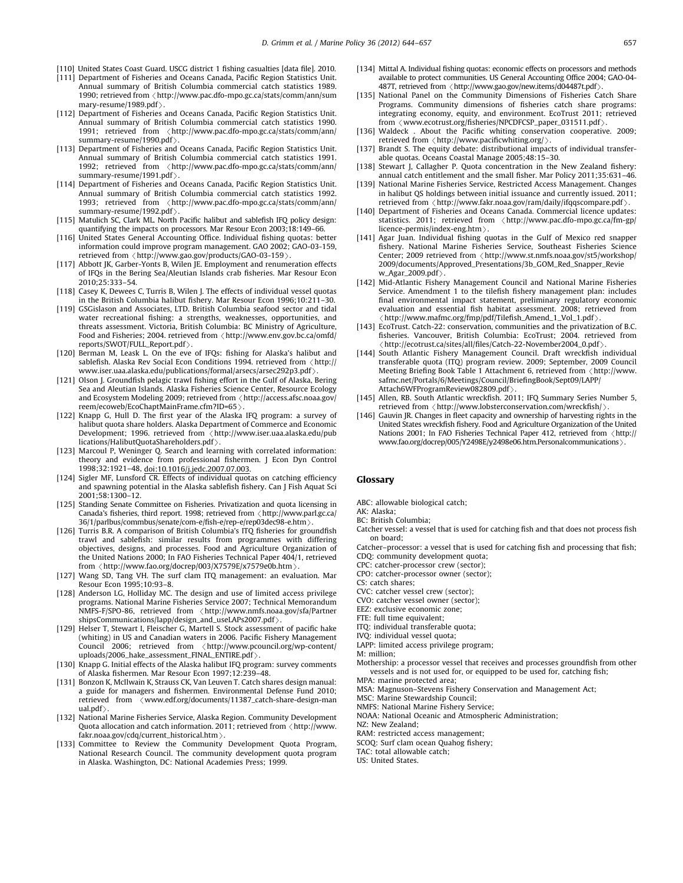[110] United States Coast Guard. USCG district 1 fishing casualties [data file]. 2010.

[111] Department of Fisheries and Oceans Canada, Pacific Region Statistics Unit. Annual summary of British Columbia commercial catch statistics 1989. 1990; retrieved from ⟨http://www.pac.dfo-mpo.gc.ca/stats/comm/ann/summary-resume/1989.pdf⟩.

[112] Department of Fisheries and Oceans Canada, Pacific Region Statistics Unit. Annual summary of British Columbia commercial catch statistics 1990. 1991; retrieved from ⟨http://www.pac.dfo-mpo.gc.ca/stats/comm/ann/summary-resume/1990.pdf⟩.

[113] Department of Fisheries and Oceans Canada, Pacific Region Statistics Unit. Annual summary of British Columbia commercial catch statistics 1991. 1992; retrieved from ⟨http://www.pac.dfo-mpo.gc.ca/stats/comm/ann/summary-resume/1991.pdf⟩.

[114] Department of Fisheries and Oceans Canada, Pacific Region Statistics Unit. Annual summary of British Columbia commercial catch statistics 1992. 1993; retrieved from ⟨http://www.pac.dfo-mpo.gc.ca/stats/comm/ann/summary-resume/1992.pdf⟩.

[115] Matulich SC, Clark ML. North Pacific halibut and sablefish IFQ policy design: quantifying the impacts on processors. Mar Resour Econ 2003;18:149–66.

[116] United States General Accounting Office. Individual fishing quotas: better information could improve program management. GAO 2002; GAO-03-159, retrieved from ⟨http://www.gao.gov/products/GAO-03-159⟩.

[117] Abbott JK, Garber-Yonts B, Wilen JE. Employment and renumeration effects of IFQs in the Bering Sea/Aleutian Islands crab fisheries. Mar Resour Econ 2010;25:333–54.

[118] Casey K, Dewees C, Turris B, Wilen J. The effects of individual vessel quotas in the British Columbia halibut fishery. Mar Resour Econ 1996;10:211–30.

[119] GSGislason and Associates, LTD. British Columbia seafood sector and tidal water recreational fishing: a strengths, weaknesses, opportunities, and threats assessment. Victoria, British Columbia: BC Ministry of Agriculture, Food and Fisheries; 2004. retrieved from ⟨http://www.env.gov.bc.ca/omfd/reports/SWOT/FULL_Report.pdf⟩.

[120] Berman M, Leask L. On the eve of IFQs: fishing for Alaska's halibut and sablefish. Alaska Rev Social Econ Conditions 1994. retrieved from ⟨http://www.iser.uaa.alaska.edu/publications/formal/arsecs/arsec292p3.pdf⟩.

[121] Olson J. Groundfish pelagic trawl fishing effort in the Gulf of Alaska, Bering Sea and Aleutian Islands. Alaska Fisheries Science Center, Resource Ecology and Ecosystem Modeling 2009; retrieved from ⟨http://access.afsc.noaa.gov/reem/ecoweb/EcoChaptMainFrame.cfm?ID=65⟩.

[122] Knapp G, Hull D. The first year of the Alaska IFQ program: a survey of halibut quota share holders. Alaska Department of Commerce and Economic Development; 1996. retrieved from ⟨http://www.iser.uaa.alaska.edu/publications/HalibutQuotaShareholders.pdf⟩.

[123] Marcoul P, Weninger Q. Search and learning with correlated information: theory and evidence from professional fishermen. J Econ Dyn Control 1998;32:1921–48, doi:10.1016/j.jedc.2007.07.003.

[124] Sigler MF, Lunsford CR. Effects of individual quotas on catching efficiency and spawning potential in the Alaska sablefish fishery. Can J Fish Aquat Sci 2001;58:1300–12.

[125] Standing Senate Committee on Fisheries. Privatization and quota licensing in Canada's fisheries, third report. 1998; retrieved from ⟨http://www.parl.gc.ca/36/1/parlbus/commbus/senate/com-e/fish-e/rep-e/rep03dec98-e.htm⟩.

[126] Turris B.R. A comparison of British Columbia's ITQ fisheries for groundfish trawl and sablefish: similar results from programmes with differing objectives, designs, and processes. Food and Agriculture Organization of the United Nations 2000; In FAO Fisheries Technical Paper 404/1, retrieved from ⟨http://www.fao.org/docrep/003/X7579E/x7579e0b.htm⟩.

[127] Wang SD, Tang VH. The surf clam ITQ management: an evaluation. Mar Resour Econ 1995;10:93–8.

[128] Anderson LG, Holliday MC. The design and use of limited access privilege programs. National Marine Fisheries Service 2007; Technical Memorandum NMFS-F/SPO-86, retrieved from ⟨http://www.nmfs.noaa.gov/sfa/PartnershipsCommunications/lapp/design_and_useLAPs2007.pdf⟩.

[129] Helser T, Stewart I, Fleischer G, Martell S. Stock assessment of pacific hake (whiting) in US and Canadian waters in 2006. Pacific Fishery Management Council 2006; retrieved from ⟨http://www.pcouncil.org/wp-content/uploads/2006_hake_assessment_FINAL_ENTIRE.pdf⟩.

[130] Knapp G. Initial effects of the Alaska halibut IFQ program: survey comments of Alaska fishermen. Mar Resour Econ 1997;12:239–48.

[131] Bonzon K, McIlwain K, Strauss CK, Van Leuven T. Catch shares design manual: a guide for managers and fishermen. Environmental Defense Fund 2010; retrieved from ⟨www.edf.org/documents/11387_catch-share-design-manual.pdf⟩.

[132] National Marine Fisheries Service, Alaska Region. Community Development Quota allocation and catch information. 2011; retrieved from ⟨http://www.fakr.noaa.gov/cdq/current_historical.htm⟩.

[133] Committee to Review the Community Development Quota Program, National Research Council. The community development quota program in Alaska. Washington, DC: National Academies Press; 1999.

[134] Mittal A. Individual fishing quotas: economic effects on processors and methods available to protect communities. US General Accounting Office 2004; GAO-04-487T, retrieved from ⟨http://www.gao.gov/new.items/d04487t.pdf⟩.

[135] National Panel on the Community Dimensions of Fisheries Catch Share Programs. Community dimensions of fisheries catch share programs: integrating economy, equity, and environment. EcoTrust 2011; retrieved from ⟨www.ecotrust.org/fisheries/NPCDFCSP_paper_031511.pdf⟩.

[136] Waldeck . About the Pacific whiting conservation cooperative. 2009; retrieved from ⟨http://www.pacificwhiting.org/⟩.

[137] Brandt S. The equity debate: distributional impacts of individual transferable quotas. Oceans Coastal Manage 2005;48:15–30.

[138] Stewart J, Callagher P. Quota concentration in the New Zealand fishery: annual catch entitlement and the small fisher. Mar Policy 2011;35:631–46.

[139] National Marine Fisheries Service, Restricted Access Management. Changes in halibut QS holdings between initial issuance and currently issued. 2011; retrieved from ⟨http://www.fakr.noaa.gov/ram/daily/ifqqscompare.pdf⟩.

[140] Department of Fisheries and Oceans Canada. Commercial licence updates: statistics. 2011; retrieved from ⟨http://www.pac.dfo-mpo.gc.ca/fm-gp/licence-permis/index-eng.htm⟩.

[141] Agar Juan. Individual fishing quotas in the Gulf of Mexico red snapper fishery. National Marine Fisheries Service, Southeast Fisheries Science Center; 2009 retrieved from ⟨http://www.st.nmfs.noaa.gov/st5/workshop/2009/documents/Approved_Presentations/3b_GOM_Red_Snapper_Review_Agar_2009.pdf⟩.

[142] Mid-Atlantic Fishery Management Council and National Marine Fisheries Service. Amendment 1 to the tilefish fishery management plan: includes final environmental impact statement, preliminary regulatory economic evaluation and essential fish habitat assessment. 2008; retrieved from ⟨http://www.mafmc.org/fmp/pdf/Tilefish_Amend_1_Vol_1.pdf⟩.

[143] EcoTrust. Catch-22: conservation, communities and the privatization of B.C. fisheries. Vancouver, British Columbia: EcoTrust; 2004. retrieved from ⟨http://ecotrust.ca/sites/all/files/Catch-22-November2004_0.pdf⟩.

[144] South Atlantic Fishery Management Council. Draft wreckfish individual transferable quota (ITQ) program review. 2009; September, 2009 Council Meeting Briefing Book Table 1 Attachment 6, retrieved from ⟨http://www.safmc.net/Portals/6/Meetings/Council/BriefingBook/Sept09/LAPP/Attach6WFProgramReview082809.pdf⟩.

[145] Allen, RB. South Atlantic wreckfish. 2011; IFQ Summary Series Number 5, retrieved from ⟨http://www.lobsterconservation.com/wreckfish/⟩.

[146] Gauvin JR. Changes in fleet capacity and ownership of harvesting rights in the United States wreckfish fishery. Food and Agriculture Organization of the United Nations 2001; In FAO Fisheries Technical Paper 412, retrieved from ⟨http://www.fao.org/docrep/005/Y2498E/y2498e06.htm.Personalcommunications⟩.

## Glossary

ABC: allowable biological catch;
AK: Alaska;
BC: British Columbia;
Catcher vessel: a vessel that is used for catching fish and that does not process fish on board;
Catcher–processor: a vessel that is used for catching fish and processing that fish;
CDQ: community development quota;
CPC: catcher-processor crew (sector);
CPO: catcher-processor owner (sector);
CS: catch shares;
CVC: catcher vessel crew (sector);
CVO: catcher vessel owner (sector);
EEZ: exclusive economic zone;
FTE: full time equivalent;
ITQ: individual transferable quota;
IVQ: individual vessel quota;
LAPP: limited access privilege program;
M: million;
Mothership: a processor vessel that receives and processes groundfish from other vessels and is not used for, or equipped to be used for, catching fish;
MPA: marine protected area;
MSA: Magnuson–Stevens Fishery Conservation and Management Act;
MSC: Marine Stewardship Council;
NMFS: National Marine Fishery Service;
NOAA: National Oceanic and Atmospheric Administration;
NZ: New Zealand;
RAM: restricted access management;
SCOQ: Surf clam ocean Quahog fishery;
TAC: total allowable catch;
US: United States.